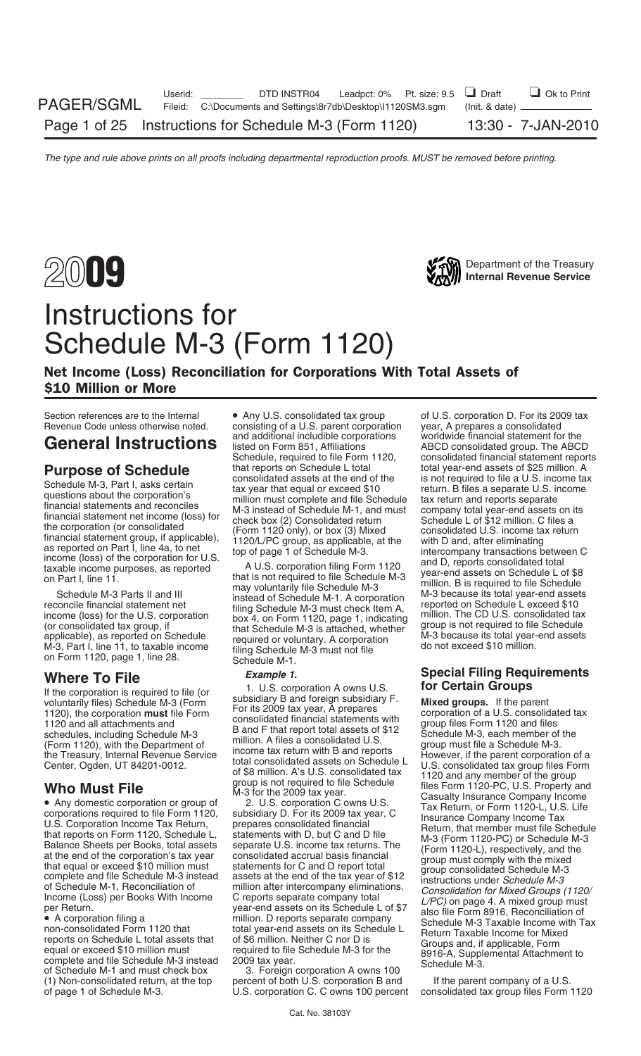# 2009 Instructions for Schedule M-3 (Form 1120)

Department of the Treasury
Internal Revenue Service

## Net Income (Loss) Reconciliation for Corporations With Total Assets of $10 Million or More

Section references are to the Internal Revenue Code unless otherwise noted.

# General Instructions

## Purpose of Schedule

Schedule M-3, Part I, asks certain questions about the corporation's financial statements and reconciles financial statement net income (loss) for the corporation (or consolidated financial statement group, if applicable), as reported on Part I, line 4a, to net income (loss) of the corporation for U.S. taxable income purposes, as reported on Part I, line 11.

Schedule M-3 Parts II and III reconcile financial statement net income (loss) for the U.S. corporation (or consolidated tax group, if applicable), as reported on Schedule M-3, Part I, line 11, to taxable income on Form 1120, page 1, line 28.

## Where To File

If the corporation is required to file (or voluntarily files) Schedule M-3 (Form 1120), the corporation **must** file Form 1120 and all attachments and schedules, including Schedule M-3 (Form 1120), with the Department of the Treasury, Internal Revenue Service Center, Ogden, UT 84201-0012.

## Who Must File

- Any domestic corporation or group of corporations required to file Form 1120, U.S. Corporation Income Tax Return, that reports on Form 1120, Schedule L, Balance Sheets per Books, total assets at the end of the corporation's tax year that equal or exceed $10 million must complete and file Schedule M-3 instead of Schedule M-1, Reconciliation of Income (Loss) per Books With Income per Return.
- A corporation filing a non-consolidated Form 1120 that reports on Schedule L total assets that equal or exceed $10 million must complete and file Schedule M-3 instead of Schedule M-1 and must check box (1) Non-consolidated return, at the top of page 1 of Schedule M-3.
- Any U.S. consolidated tax group consisting of a U.S. parent corporation and additional includible corporations listed on Form 851, Affiliations Schedule, required to file Form 1120, that reports on Schedule L total consolidated assets at the end of the tax year that equal or exceed $10 million must complete and file Schedule M-3 instead of Schedule M-1, and must check box (2) Consolidated return (Form 1120 only), or box (3) Mixed 1120/L/PC group, as applicable, at the top of page 1 of Schedule M-3.

A U.S. corporation filing Form 1120 that is not required to file Schedule M-3 may voluntarily file Schedule M-3 instead of Schedule M-1. A corporation filing Schedule M-3 must check Item A, box 4, on Form 1120, page 1, indicating that Schedule M-3 is attached, whether required or voluntary. A corporation filing Schedule M-3 must not file Schedule M-1.

***Example 1.***

1. U.S. corporation A owns U.S. subsidiary B and foreign subsidiary F. For its 2009 tax year, A prepares consolidated financial statements with B and F that report total assets of $12 million. A files a consolidated U.S. income tax return with B and reports total consolidated assets on Schedule L of $8 million. A's U.S. consolidated tax group is not required to file Schedule M-3 for the 2009 tax year.

2. U.S. corporation C owns U.S. subsidiary D. For its 2009 tax year, C prepares consolidated financial statements with D, but C and D file separate U.S. income tax returns. The consolidated accrual basis financial statements for C and D report total assets at the end of the tax year of $12 million after intercompany eliminations. C reports separate company total year-end assets on its Schedule L of $7 million. D reports separate company total year-end assets on its Schedule L of $6 million. Neither C nor D is required to file Schedule M-3 for the 2009 tax year.

3. Foreign corporation A owns 100 percent of both U.S. corporation B and U.S. corporation C. C owns 100 percent of U.S. corporation D. For its 2009 tax year, A prepares a consolidated worldwide financial statement for the ABCD consolidated group. The ABCD consolidated financial statement reports total year-end assets of $25 million. A is not required to file a U.S. income tax return. B files a separate U.S. income tax return and reports separate company total year-end assets on its Schedule L of $12 million. C files a consolidated U.S. income tax return with D and, after eliminating intercompany transactions between C and D, reports consolidated total year-end assets on Schedule L of $8 million. B is required to file Schedule M-3 because its total year-end assets reported on Schedule L exceed $10 million. The CD U.S. consolidated tax group is not required to file Schedule M-3 because its total year-end assets do not exceed $10 million.

## Special Filing Requirements for Certain Groups

**Mixed groups.** If the parent corporation of a U.S. consolidated tax group files Form 1120 and files Schedule M-3, each member of the group must file a Schedule M-3. However, if the parent corporation of a U.S. consolidated tax group files Form 1120 and any member of the group files Form 1120-PC, U.S. Property and Casualty Insurance Company Income Tax Return, or Form 1120-L, U.S. Life Insurance Company Income Tax Return, that member must file Schedule M-3 (Form 1120-PC) or Schedule M-3 (Form 1120-L), respectively, and the group must comply with the mixed group consolidated Schedule M-3 instructions under *Schedule M-3 Consolidation for Mixed Groups (1120/L/PC)* on page 4. A mixed group must also file Form 8916, Reconciliation of Schedule M-3 Taxable Income with Tax Return Taxable Income for Mixed Groups and, if applicable, Form 8916-A, Supplemental Attachment to Schedule M-3.

If the parent company of a U.S. consolidated tax group files Form 1120

Cat. No. 38103Y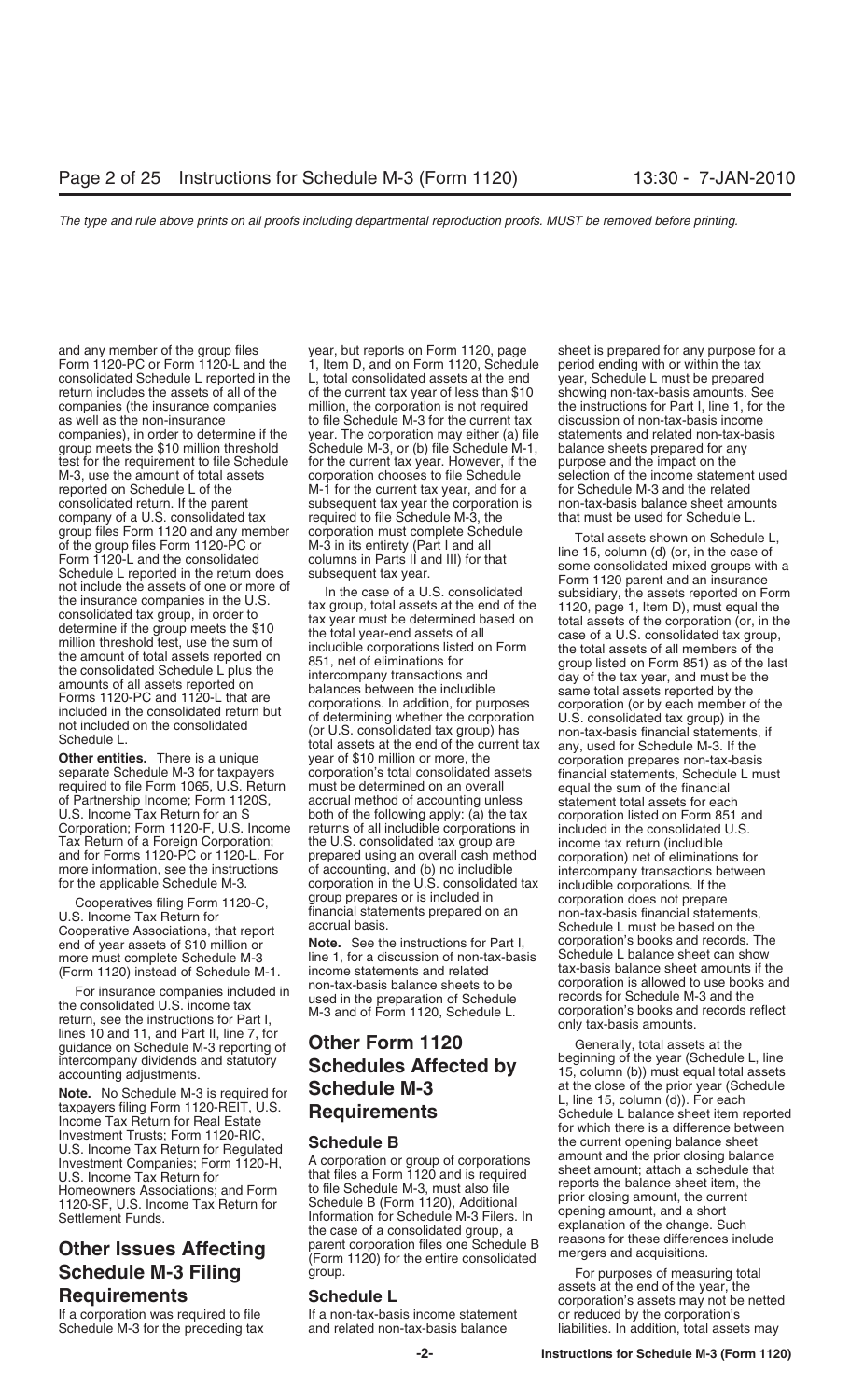and any member of the group files Form 1120-PC or Form 1120-L and the consolidated Schedule L reported in the return includes the assets of all of the companies (the insurance companies as well as the non-insurance companies), in order to determine if the group meets the $10 million threshold test for the requirement to file Schedule M-3, use the amount of total assets reported on Schedule L of the consolidated return. If the parent company of a U.S. consolidated tax group files Form 1120 and any member of the group files Form 1120-PC or Form 1120-L and the consolidated Schedule L reported in the return does not include the assets of one or more of the insurance companies in the U.S. consolidated tax group, in order to determine if the group meets the $10 million threshold test, use the sum of the amount of total assets reported on the consolidated Schedule L plus the amounts of all assets reported on Forms 1120-PC and 1120-L that are included in the consolidated return but not included on the consolidated Schedule L.

**Other entities.** There is a unique separate Schedule M-3 for taxpayers required to file Form 1065, U.S. Return of Partnership Income; Form 1120S, U.S. Income Tax Return for an S Corporation; Form 1120-F, U.S. Income Tax Return of a Foreign Corporation; and for Forms 1120-PC or 1120-L. For more information, see the instructions for the applicable Schedule M-3.

Cooperatives filing Form 1120-C, U.S. Income Tax Return for Cooperative Associations, that report end of year assets of $10 million or more must complete Schedule M-3 (Form 1120) instead of Schedule M-1.

For insurance companies included in the consolidated U.S. income tax return, see the instructions for Part I, lines 10 and 11, and Part II, line 7, for guidance on Schedule M-3 reporting of intercompany dividends and statutory accounting adjustments.

**Note.** No Schedule M-3 is required for taxpayers filing Form 1120-REIT, U.S. Income Tax Return for Real Estate Investment Trusts; Form 1120-RIC, U.S. Income Tax Return for Regulated Investment Companies; Form 1120-H, U.S. Income Tax Return for Homeowners Associations; and Form 1120-SF, U.S. Income Tax Return for Settlement Funds.

## Other Issues Affecting Schedule M-3 Filing Requirements

If a corporation was required to file Schedule M-3 for the preceding tax year, but reports on Form 1120, page 1, Item D, and on Form 1120, Schedule L, total consolidated assets at the end of the current tax year of less than $10 million, the corporation is not required to file Schedule M-3 for the current tax year. The corporation may either (a) file Schedule M-3, or (b) file Schedule M-1, for the current tax year. However, if the corporation chooses to file Schedule M-1 for the current tax year, and for a subsequent tax year the corporation is required to file Schedule M-3, the corporation must complete Schedule M-3 in its entirety (Part I and all columns in Parts II and III) for that subsequent tax year.

In the case of a U.S. consolidated tax group, total assets at the end of the tax year must be determined based on the total year-end assets of all includible corporations listed on Form 851, net of eliminations for intercompany transactions and balances between the includible corporations. In addition, for purposes of determining whether the corporation (or U.S. consolidated tax group) has total assets at the end of the current tax year of $10 million or more, the corporation's total consolidated assets must be determined on an overall accrual method of accounting unless both of the following apply: (a) the tax returns of all includible corporations in the U.S. consolidated tax group are prepared using an overall cash method of accounting, and (b) no includible corporation in the U.S. consolidated tax group prepares or is included in financial statements prepared on an accrual basis.

**Note.** See the instructions for Part I, line 1, for a discussion of non-tax-basis income statements and related non-tax-basis balance sheets to be used in the preparation of Schedule M-3 and of Form 1120, Schedule L.

## Other Form 1120 Schedules Affected by Schedule M-3 Requirements

### Schedule B

A corporation or group of corporations that files a Form 1120 and is required to file Schedule M-3, must also file Schedule B (Form 1120), Additional Information for Schedule M-3 Filers. In the case of a consolidated group, a parent corporation files one Schedule B (Form 1120) for the entire consolidated group.

### Schedule L

If a non-tax-basis income statement and related non-tax-basis balance sheet is prepared for any purpose for a period ending with or within the tax year, Schedule L must be prepared showing non-tax-basis amounts. See the instructions for Part I, line 1, for the discussion of non-tax-basis income statements and related non-tax-basis balance sheets prepared for any purpose and the impact on the selection of the income statement used for Schedule M-3 and the related non-tax-basis balance sheet amounts that must be used for Schedule L.

Total assets shown on Schedule L, line 15, column (d) (or, in the case of some consolidated mixed groups with a Form 1120 parent and an insurance subsidiary, the assets reported on Form 1120, page 1, Item D), must equal the total assets of the corporation (or, in the case of a U.S. consolidated tax group, the total assets of all members of the group listed on Form 851) as of the last day of the tax year, and must be the same total assets reported by the corporation (or by each member of the U.S. consolidated tax group) in the non-tax-basis financial statements, if any, used for Schedule M-3. If the corporation prepares non-tax-basis financial statements, Schedule L must equal the sum of the financial statement total assets for each corporation listed on Form 851 and included in the consolidated U.S. income tax return (includible corporation) net of eliminations for intercompany transactions between includible corporations. If the corporation does not prepare non-tax-basis financial statements, Schedule L must be based on the corporation's books and records. The Schedule L balance sheet can show tax-basis balance sheet amounts if the corporation is allowed to use books and records for Schedule M-3 and the corporation's books and records reflect only tax-basis amounts.

Generally, total assets at the beginning of the year (Schedule L, line 15, column (b)) must equal total assets at the close of the prior year (Schedule L, line 15, column (d)). For each Schedule L balance sheet item reported for which there is a difference between the current opening balance sheet amount and the prior closing balance sheet amount; attach a schedule that reports the balance sheet item, the prior closing amount, the current opening amount, and a short explanation of the change. Such reasons for these differences include mergers and acquisitions.

For purposes of measuring total assets at the end of the year, the corporation's assets may not be netted or reduced by the corporation's liabilities. In addition, total assets may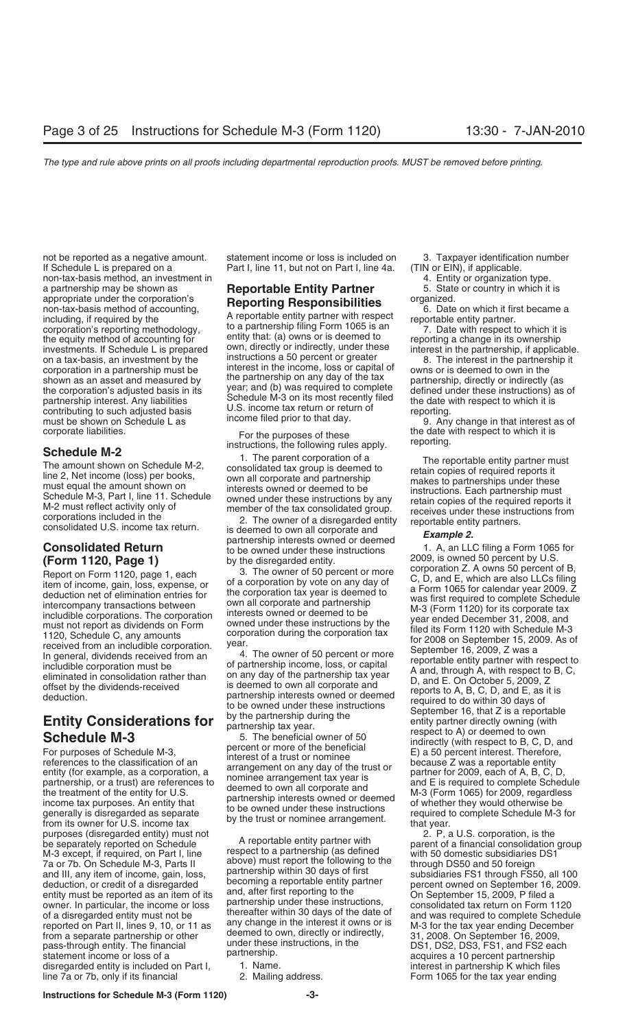not be reported as a negative amount. If Schedule L is prepared on a non-tax-basis method, an investment in a partnership may be shown as appropriate under the corporation's non-tax-basis method of accounting, including, if required by the corporation's reporting methodology, the equity method of accounting for investments. If Schedule L is prepared on a tax-basis, an investment by the corporation in a partnership must be shown as an asset and measured by the corporation's adjusted basis in its partnership interest. Any liabilities contributing to such adjusted basis must be shown on Schedule L as corporate liabilities.

## Schedule M-2

The amount shown on Schedule M-2, line 2, Net income (loss) per books, must equal the amount shown on Schedule M-3, Part I, line 11. Schedule M-2 must reflect activity only of corporations included in the consolidated U.S. income tax return.

## Consolidated Return (Form 1120, Page 1)

Report on Form 1120, page 1, each item of income, gain, loss, expense, or deduction net of elimination entries for intercompany transactions between includible corporations. The corporation must not report as dividends on Form 1120, Schedule C, any amounts received from an includible corporation. In general, dividends received from an includible corporation must be eliminated in consolidation rather than offset by the dividends-received deduction.

## Entity Considerations for Schedule M-3

For purposes of Schedule M-3, references to the classification of an entity (for example, as a corporation, a partnership, or a trust) are references to the treatment of the entity for U.S. income tax purposes. An entity that generally is disregarded as separate from its owner for U.S. income tax purposes (disregarded entity) must not be separately reported on Schedule M-3 except, if required, on Part I, line 7a or 7b. On Schedule M-3, Parts II and III, any item of income, gain, loss, deduction, or credit of a disregarded entity must be reported as an item of its owner. In particular, the income or loss of a disregarded entity must not be reported on Part II, lines 9, 10, or 11 as from a separate partnership or other pass-through entity. The financial statement income or loss of a disregarded entity is included on Part I, line 7a or 7b, only if its financial statement income or loss is included on Part I, line 11, but not on Part I, line 4a.

## Reportable Entity Partner Reporting Responsibilities

A reportable entity partner with respect to a partnership filing Form 1065 is an entity that: (a) owns or is deemed to own, directly or indirectly, under these instructions a 50 percent or greater interest in the income, loss or capital of the partnership on any day of the tax year; and (b) was required to complete Schedule M-3 on its most recently filed U.S. income tax return or return of income filed prior to that day.

For the purposes of these instructions, the following rules apply.

1. The parent corporation of a consolidated tax group is deemed to own all corporate and partnership interests owned or deemed to be owned under these instructions by any member of the tax consolidated group.

2. The owner of a disregarded entity is deemed to own all corporate and partnership interests owned or deemed to be owned under these instructions by the disregarded entity.

3. The owner of 50 percent or more of a corporation by vote on any day of the corporation tax year is deemed to own all corporate and partnership interests owned or deemed to be owned under these instructions by the corporation during the corporation tax year.

4. The owner of 50 percent or more of partnership income, loss, or capital on any day of the partnership tax year is deemed to own all corporate and partnership interests owned or deemed to be owned under these instructions by the partnership during the partnership tax year.

5. The beneficial owner of 50 percent or more of the beneficial interest of a trust or nominee arrangement on any day of the trust or nominee arrangement tax year is deemed to own all corporate and partnership interests owned or deemed to be owned under these instructions by the trust or nominee arrangement.

A reportable entity partner with respect to a partnership (as defined above) must report the following to the partnership within 30 days of first becoming a reportable entity partner and, after first reporting to the partnership under these instructions, thereafter within 30 days of the date of any change in the interest it owns or is deemed to own, directly or indirectly, under these instructions, in the partnership.

1. Name.
2. Mailing address.
3. Taxpayer identification number (TIN or EIN), if applicable.
4. Entity or organization type.
5. State or country in which it is organized.
6. Date on which it first became a reportable entity partner.
7. Date with respect to which it is reporting a change in its ownership interest in the partnership, if applicable.
8. The interest in the partnership it owns or is deemed to own in the partnership, directly or indirectly (as defined under these instructions) as of the date with respect to which it is reporting.
9. Any change in that interest as of the date with respect to which it is reporting.

The reportable entity partner must retain copies of required reports it makes to partnerships under these instructions. Each partnership must retain copies of the required reports it receives under these instructions from reportable entity partners.

***Example 2.***

1. A, an LLC filing a Form 1065 for 2009, is owned 50 percent by U.S. corporation Z. A owns 50 percent of B, C, D, and E, which are also LLCs filing a Form 1065 for calendar year 2009. Z was first required to complete Schedule M-3 (Form 1120) for its corporate tax year ended December 31, 2008, and filed its Form 1120 with Schedule M-3 for 2008 on September 15, 2009. As of September 16, 2009, Z was a reportable entity partner with respect to A and, through A, with respect to B, C, D, and E. On October 5, 2009, Z reports to A, B, C, D, and E, as it is required to do within 30 days of September 16, that Z is a reportable entity partner directly owning (with respect to A) or deemed to own indirectly (with respect to B, C, D, and E) a 50 percent interest. Therefore, because Z was a reportable entity partner for 2009, each of A, B, C, D, and E is required to complete Schedule M-3 (Form 1065) for 2009, regardless of whether they would otherwise be required to complete Schedule M-3 for that year.

2. P, a U.S. corporation, is the parent of a financial consolidation group with 50 domestic subsidiaries DS1 through DS50 and 50 foreign subsidiaries FS1 through FS50, all 100 percent owned on September 16, 2009. On September 15, 2009, P filed a consolidated tax return on Form 1120 and was required to complete Schedule M-3 for the tax year ending December 31, 2008. On September 16, 2009, DS1, DS2, DS3, FS1, and FS2 each acquires a 10 percent partnership interest in partnership K which files Form 1065 for the tax year ending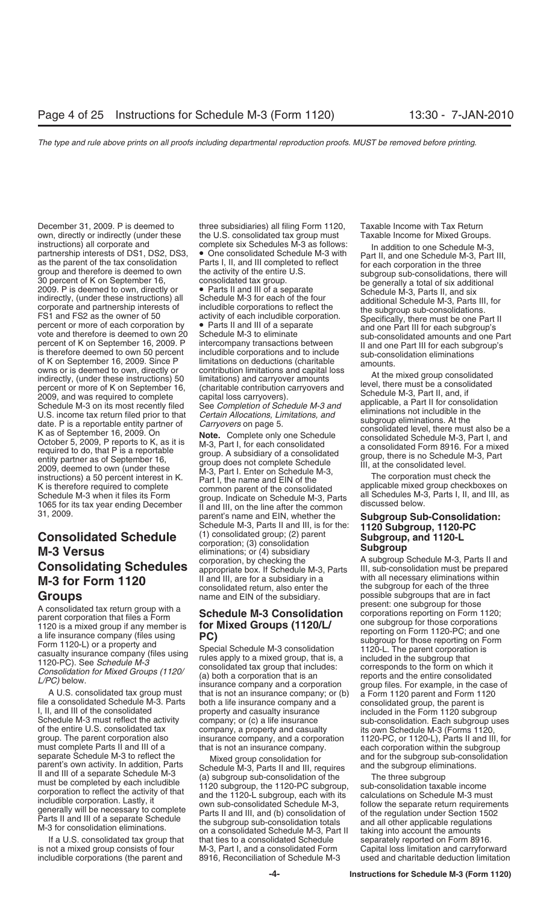December 31, 2009. P is deemed to own, directly or indirectly (under these instructions) all corporate and partnership interests of DS1, DS2, DS3, as the parent of the tax consolidation group and therefore is deemed to own 30 percent of K on September 16, 2009. P is deemed to own, directly or indirectly, (under these instructions) all corporate and partnership interests of FS1 and FS2 as the owner of 50 percent or more of each corporation by vote and therefore is deemed to own 20 percent of K on September 16, 2009. P is therefore deemed to own 50 percent of K on September 16, 2009. Since P owns or is deemed to own, directly or indirectly, (under these instructions) 50 percent or more of K on September 16, 2009, and was required to complete Schedule M-3 on its most recently filed U.S. income tax return filed prior to that date. P is a reportable entity partner of K as of September 16, 2009. On October 5, 2009, P reports to K, as it is required to do, that P is a reportable entity partner as of September 16, 2009, deemed to own (under these instructions) a 50 percent interest in K. K is therefore required to complete Schedule M-3 when it files its Form 1065 for its tax year ending December 31, 2009.

## Consolidated Schedule M-3 Versus Consolidating Schedules M-3 for Form 1120 Groups

A consolidated tax return group with a parent corporation that files a Form 1120 is a mixed group if any member is a life insurance company (files using Form 1120-L) or a property and casualty insurance company (files using 1120-PC). See *Schedule M-3 Consolidation for Mixed Groups (1120/L/PC)* below.

A U.S. consolidated tax group must file a consolidated Schedule M-3. Parts I, II, and III of the consolidated Schedule M-3 must reflect the activity of the entire U.S. consolidated tax group. The parent corporation also must complete Parts II and III of a separate Schedule M-3 to reflect the parent's own activity. In addition, Parts II and III of a separate Schedule M-3 must be completed by each includible corporation to reflect the activity of that includible corporation. Lastly, it generally will be necessary to complete Parts II and III of a separate Schedule M-3 for consolidation eliminations.

If a U.S. consolidated tax group that is not a mixed group consists of four includible corporations (the parent and three subsidiaries) all filing Form 1120, the U.S. consolidated tax group must complete six Schedules M-3 as follows:

- One consolidated Schedule M-3 with Parts I, II, and III completed to reflect the activity of the entire U.S. consolidated tax group.
- Parts II and III of a separate Schedule M-3 for each of the four includible corporations to reflect the activity of each includible corporation.
- Parts II and III of a separate Schedule M-3 to eliminate intercompany transactions between includible corporations and to include limitations on deductions (charitable contribution limitations and capital loss limitations) and carryover amounts (charitable contribution carryovers and capital loss carryovers).

See *Completion of Schedule M-3 and Certain Allocations, Limitations, and Carryovers* on page 5.

**Note.** Complete only one Schedule M-3, Part I, for each consolidated group. A subsidiary of a consolidated group does not complete Schedule M-3, Part I. Enter on Schedule M-3, Part I, the name and EIN of the common parent of the consolidated group. Indicate on Schedule M-3, Parts II and III, on the line after the common parent's name and EIN, whether the Schedule M-3, Parts II and III, is for the: (1) consolidated group; (2) parent corporation; (3) consolidation eliminations; or (4) subsidiary corporation, by checking the appropriate box. If Schedule M-3, Parts II and III, are for a subsidiary in a consolidated return, also enter the name and EIN of the subsidiary.

## Schedule M-3 Consolidation for Mixed Groups (1120/L/PC)

Special Schedule M-3 consolidation rules apply to a mixed group, that is, a consolidated tax group that includes: (a) both a corporation that is an insurance company and a corporation that is not an insurance company; or (b) both a life insurance company and a property and casualty insurance company; or (c) a life insurance company, a property and casualty insurance company, and a corporation that is not an insurance company.

Mixed group consolidation for Schedule M-3, Parts II and III, requires (a) subgroup sub-consolidation of the 1120 subgroup, the 1120-PC subgroup, and the 1120-L subgroup, each with its own sub-consolidated Schedule M-3, Parts II and III, and (b) consolidation of the subgroup sub-consolidation totals on a consolidated Schedule M-3, Part II that ties to a consolidated Schedule M-3, Part I, and a consolidated Form 8916, Reconciliation of Schedule M-3 Taxable Income with Tax Return Taxable Income for Mixed Groups.

In addition to one Schedule M-3, Part II, and one Schedule M-3, Part III, for each corporation in the three subgroup sub-consolidations, there will be generally a total of six additional Schedule M-3, Parts II, and six additional Schedule M-3, Parts III, for the subgroup sub-consolidation eliminations amounts. Specifically, there must be one Part II and one Part III for each subgroup's sub-consolidated amounts and one Part II and one Part III for each subgroup's sub-consolidation eliminations amounts.

At the mixed group consolidated level, there must be a consolidated Schedule M-3, Part II, and, if applicable, a Part II for consolidation eliminations not includible in the subgroup eliminations. At the consolidated level, there must also be a consolidated Schedule M-3, Part I, and a consolidated Form 8916. For a mixed group, there is no Schedule M-3, Part III, at the consolidated level.

The corporation must check the applicable mixed group checkboxes on all Schedules M-3, Parts I, II, and III, as discussed below.

## Subgroup Sub-Consolidation: 1120 Subgroup, 1120-PC Subgroup, and 1120-L Subgroup

A subgroup Schedule M-3, Parts II and III, sub-consolidation must be prepared with all necessary eliminations within the subgroup for each of the three possible subgroups that are in fact present: one subgroup for those corporations reporting on Form 1120; one subgroup for those corporations reporting on Form 1120-PC; and one subgroup for those reporting on Form 1120-L. The parent corporation is included in the subgroup that corresponds to the form on which it reports and the entire consolidated group files. For example, in the case of a Form 1120 parent and Form 1120 consolidated group, the parent is included in the Form 1120 subgroup sub-consolidation. Each subgroup uses its own Schedule M-3 (Forms 1120, 1120-PC, or 1120-L), Parts II and III, for each corporation within the subgroup and for the subgroup sub-consolidation and the subgroup eliminations.

The three subgroup sub-consolidation taxable income calculations on Schedule M-3 must follow the separate return requirements of the regulation under Section 1502 and all other applicable regulations taking into account the amounts separately reported on Form 8916. Capital loss limitation and carryforward used and charitable deduction limitation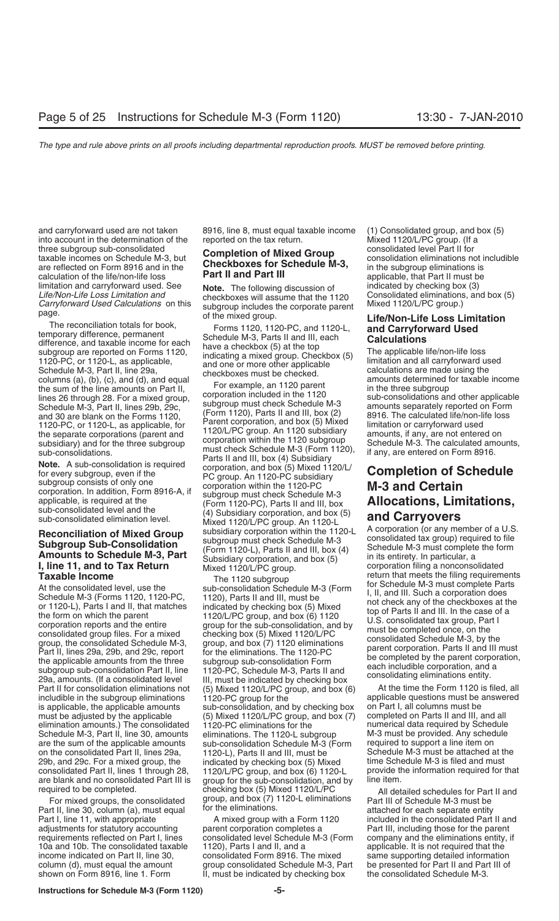and carryforward used are not taken into account in the determination of the three subgroup sub-consolidated taxable incomes on Schedule M-3, but are reflected on Form 8916 and in the calculation of the life/non-life loss limitation and carryforward used. See *Life/Non-Life Loss Limitation and Carryforward Used Calculations* on this page.

The reconciliation totals for book, temporary difference, permanent difference, and taxable income for each subgroup are reported on Forms 1120, 1120-PC, or 1120-L, as applicable, Schedule M-3, Part II, line 29a, columns (a), (b), (c), and (d), and equal the sum of the line amounts on Part II, lines 26 through 28. For a mixed group, Schedule M-3, Part II, lines 29b, 29c, and 30 are blank on the Forms 1120, 1120-PC, or 1120-L, as applicable, for the separate corporations (parent and subsidiary) and for the three subgroup sub-consolidations.

**Note.** A sub-consolidation is required for every subgroup, even if the subgroup consists of only one corporation. In addition, Form 8916-A, if applicable, is required at the sub-consolidated level and the sub-consolidated elimination level.

## Reconciliation of Mixed Group Subgroup Sub-Consolidation Amounts to Schedule M-3, Part I, line 11, and to Tax Return Taxable Income

At the consolidated level, use the Schedule M-3 (Forms 1120, 1120-PC, or 1120-L), Parts I and II, that matches the form on which the parent corporation reports and the entire consolidated group files. For a mixed group, the consolidated Schedule M-3, Part II, lines 29a, 29b, and 29c, report the applicable amounts from the three subgroup sub-consolidation Part II, line 29a, amounts. (If a consolidated level Part II for consolidation eliminations not includible in the subgroup eliminations is applicable, the applicable amounts must be adjusted by the applicable elimination amounts.) The consolidated Schedule M-3, Part II, line 30, amounts are the sum of the applicable amounts on the consolidated Part II, lines 29a, 29b, and 29c. For a mixed group, the consolidated Part II, lines 1 through 28, are blank and no consolidated Part III is required to be completed.

For mixed groups, the consolidated Part II, line 30, column (a), must equal Part I, line 11, with appropriate adjustments for statutory accounting requirements reflected on Part I, lines 10a and 10b. The consolidated taxable income indicated on Part II, line 30, column (d), must equal the amount shown on Form 8916, line 1. Form 8916, line 8, must equal taxable income reported on the tax return.

## Completion of Mixed Group Checkboxes for Schedule M-3, Part II and Part III

**Note.** The following discussion of checkboxes will assume that the 1120 subgroup includes the corporate parent of the mixed group.

Forms 1120, 1120-PC, and 1120-L, Schedule M-3, Parts II and III, each have a checkbox (5) at the top indicating a mixed group. Checkbox (5) and one or more other applicable checkboxes must be checked.

For example, an 1120 parent corporation included in the 1120 subgroup must check Schedule M-3 (Form 1120), Parts II and III, box (2) Parent corporation, and box (5) Mixed 1120/L/PC group. An 1120 subsidiary corporation within the 1120 subgroup must check Schedule M-3 (Form 1120), Parts II and III, box (4) Subsidiary corporation, and box (5) Mixed 1120/L/PC group. An 1120-PC subsidiary corporation within the 1120-PC subgroup must check Schedule M-3 (Form 1120-PC), Parts II and III, box (4) Subsidiary corporation, and box (5) Mixed 1120/L/PC group. An 1120-L subsidiary corporation within the 1120-L subgroup must check Schedule M-3 (Form 1120-L), Parts II and III, box (4) Subsidiary corporation, and box (5) Mixed 1120/L/PC group.

The 1120 subgroup sub-consolidation Schedule M-3 (Form 1120), Parts II and III, must be indicated by checking box (5) Mixed 1120/L/PC group, and box (6) 1120 group for the sub-consolidation, and by checking box (5) Mixed 1120/L/PC group, and box (7) 1120 eliminations for the eliminations. The 1120-PC subgroup sub-consolidation Form 1120-PC, Schedule M-3, Parts II and III, must be indicated by checking box (5) Mixed 1120/L/PC group, and box (6) 1120-PC group for the sub-consolidation, and by checking box (5) Mixed 1120/L/PC group, and box (7) 1120-PC eliminations for the eliminations. The 1120-L subgroup sub-consolidation Schedule M-3 (Form 1120-L), Parts II and III, must be indicated by checking box (5) Mixed 1120/L/PC group, and box (6) 1120-L group for the sub-consolidation, and by checking box (5) Mixed 1120/L/PC group, and box (7) 1120-L eliminations for the eliminations.

A mixed group with a Form 1120 parent corporation completes a consolidated level Schedule M-3 (Form 1120), Parts I and II, and a consolidated Form 8916. The mixed group consolidated Schedule M-3, Part II, must be indicated by checking box (1) Consolidated group, and box (5) Mixed 1120/L/PC group. (If a consolidated level Part II for consolidation eliminations not includible in the subgroup eliminations is applicable, that Part II must be indicated by checking box (3) Consolidated eliminations, and box (5) Mixed 1120/L/PC group.)

## Life/Non-Life Loss Limitation and Carryforward Used Calculations

The applicable life/non-life loss limitation and all carryforward used calculations are made using the amounts determined for taxable income in the three subgroup sub-consolidations and other applicable amounts separately reported on Form 8916. The calculated life/non-life loss limitation or carryforward used amounts, if any, are not entered on Schedule M-3. The calculated amounts, if any, are entered on Form 8916.

# Completion of Schedule M-3 and Certain Allocations, Limitations, and Carryovers

A corporation (or any member of a U.S. consolidated tax group) required to file Schedule M-3 must complete the form in its entirety. In particular, a corporation filing a nonconsolidated return that meets the filing requirements for Schedule M-3 must complete Parts I, II, and III. Such a corporation does not check any of the checkboxes at the top of Parts II and III. In the case of a U.S. consolidated tax group, Part I must be completed once, on the consolidated Schedule M-3, by the parent corporation. Parts II and III must be completed by the parent corporation, each includible corporation, and a consolidating eliminations entity.

At the time the Form 1120 is filed, all applicable questions must be answered on Part I, all columns must be completed on Parts II and III, and all numerical data required by Schedule M-3 must be provided. Any schedule required to support a line item on Schedule M-3 must be attached at the time Schedule M-3 is filed and must provide the information required for that line item.

All detailed schedules for Part II and Part III of Schedule M-3 must be attached for each separate entity included in the consolidated Part II and Part III, including those for the parent company and the eliminations entity, if applicable. It is not required that the same supporting detailed information be presented for Part II and Part III of the consolidated Schedule M-3.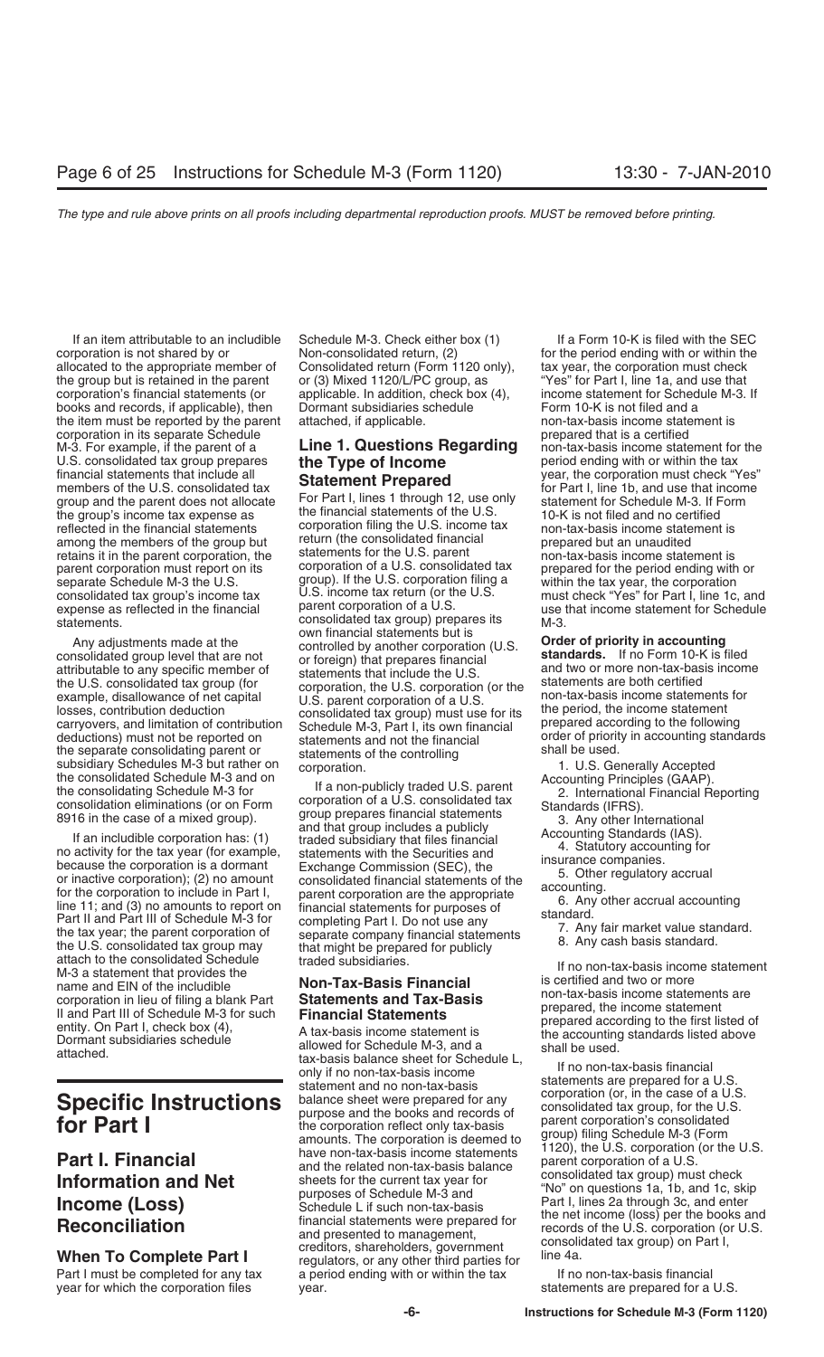If an item attributable to an includible corporation is not shared by or allocated to the appropriate member of the group but is retained in the parent corporation's financial statements (or books and records, if applicable), then the item must be reported by the parent corporation in its separate Schedule M-3. For example, if the parent of a U.S. consolidated tax group prepares financial statements that include all members of the U.S. consolidated tax group and the parent does not allocate the group's income tax expense as reflected in the financial statements among the members of the group but retains it in the parent corporation, the parent corporation must report on its separate Schedule M-3 the U.S. consolidated tax group's income tax expense as reflected in the financial statements.

Any adjustments made at the consolidated group level that are not attributable to any specific member of the U.S. consolidated tax group (for example, disallowance of net capital losses, contribution deduction carryovers, and limitation of contribution deductions) must not be reported on the separate consolidating parent or subsidiary Schedules M-3 but rather on the consolidated Schedule M-3 and on the consolidating Schedule M-3 for consolidation eliminations (or on Form 8916 in the case of a mixed group).

If an includible corporation has: (1) no activity for the tax year (for example, because the corporation is a dormant or inactive corporation); (2) no amount for the corporation to include in Part I, line 11; and (3) no amounts to report on Part II and Part III of Schedule M-3 for the tax year; the parent corporation of the U.S. consolidated tax group may attach to the consolidated Schedule M-3 a statement that provides the name and EIN of the includible corporation in lieu of filing a blank Part II and Part III of Schedule M-3 for such entity. On Part I, check box (4), Dormant subsidiaries schedule attached.

# Specific Instructions for Part I

## Part I. Financial Information and Net Income (Loss) Reconciliation

### When To Complete Part I

Part I must be completed for any tax year for which the corporation files Schedule M-3. Check either box (1) Non-consolidated return, (2) Consolidated return (Form 1120 only), or (3) Mixed 1120/L/PC group, as applicable. In addition, check box (4), Dormant subsidiaries schedule attached, if applicable.

### Line 1. Questions Regarding the Type of Income Statement Prepared

For Part I, lines 1 through 12, use only the financial statements of the U.S. corporation filing the U.S. income tax return (the consolidated financial statements for the U.S. parent corporation of a U.S. consolidated tax group). If the U.S. corporation filing a U.S. income tax return (or the U.S. parent corporation of a U.S. consolidated tax group) prepares its own financial statements but is controlled by another corporation (U.S. or foreign) that prepares financial statements that include the U.S. corporation, the U.S. corporation (or the U.S. parent corporation of a U.S. consolidated tax group) must use for its Schedule M-3, Part I, its own financial statements and not the financial statements of the controlling corporation.

If a non-publicly traded U.S. parent corporation of a U.S. consolidated tax group prepares financial statements and that group includes a publicly traded subsidiary that files financial statements with the Securities and Exchange Commission (SEC), the consolidated financial statements of the parent corporation are the appropriate financial statements for purposes of completing Part I. Do not use any separate company financial statements that might be prepared for publicly traded subsidiaries.

### Non-Tax-Basis Financial Statements and Tax-Basis Financial Statements

A tax-basis income statement is allowed for Schedule M-3, and a tax-basis balance sheet for Schedule L, only if no non-tax-basis income statement and no non-tax-basis balance sheet were prepared for any purpose and the books and records of the corporation reflect only tax-basis amounts. The corporation is deemed to have non-tax-basis income statements and the related non-tax-basis balance sheets for the current tax year for purposes of Schedule M-3 and Schedule L if such non-tax-basis financial statements were prepared for and presented to management, creditors, shareholders, government regulators, or any other third parties for a period ending with or within the tax year.

If a Form 10-K is filed with the SEC for the period ending with or within the tax year, the corporation must check "Yes" for Part I, line 1a, and use that income statement for Schedule M-3. If Form 10-K is not filed and a non-tax-basis income statement is prepared that is a certified non-tax-basis income statement for the period ending with or within the tax year, the corporation must check "Yes" for Part I, line 1b, and use that income statement for Schedule M-3. If Form 10-K is not filed and no certified non-tax-basis income statement is prepared but an unaudited non-tax-basis income statement is prepared for the period ending with or within the tax year, the corporation must check "Yes" for Part I, line 1c, and use that income statement for Schedule M-3.

**Order of priority in accounting standards.** If no Form 10-K is filed and two or more non-tax-basis income statements are both certified non-tax-basis income statements for the period, the income statement prepared according to the following order of priority in accounting standards shall be used.

1. U.S. Generally Accepted Accounting Principles (GAAP).
2. International Financial Reporting Standards (IFRS).
3. Any other International Accounting Standards (IAS).
4. Statutory accounting for insurance companies.
5. Other regulatory accrual accounting.
6. Any other accrual accounting standard.
7. Any fair market value standard.
8. Any cash basis standard.

If no non-tax-basis income statement is certified and two or more non-tax-basis income statements are prepared, the income statement prepared according to the first listed of the accounting standards listed above shall be used.

If no non-tax-basis financial statements are prepared for a U.S. corporation (or, in the case of a U.S. consolidated tax group, for the U.S. parent corporation's consolidated group) filing Schedule M-3 (Form 1120), the U.S. corporation (or the U.S. parent corporation of a U.S. consolidated tax group) must check "No" on questions 1a, 1b, and 1c, skip Part I, lines 2a through 3c, and enter the net income (loss) per the books and records of the U.S. corporation (or U.S. consolidated tax group) on Part I, line 4a.

If no non-tax-basis financial statements are prepared for a U.S.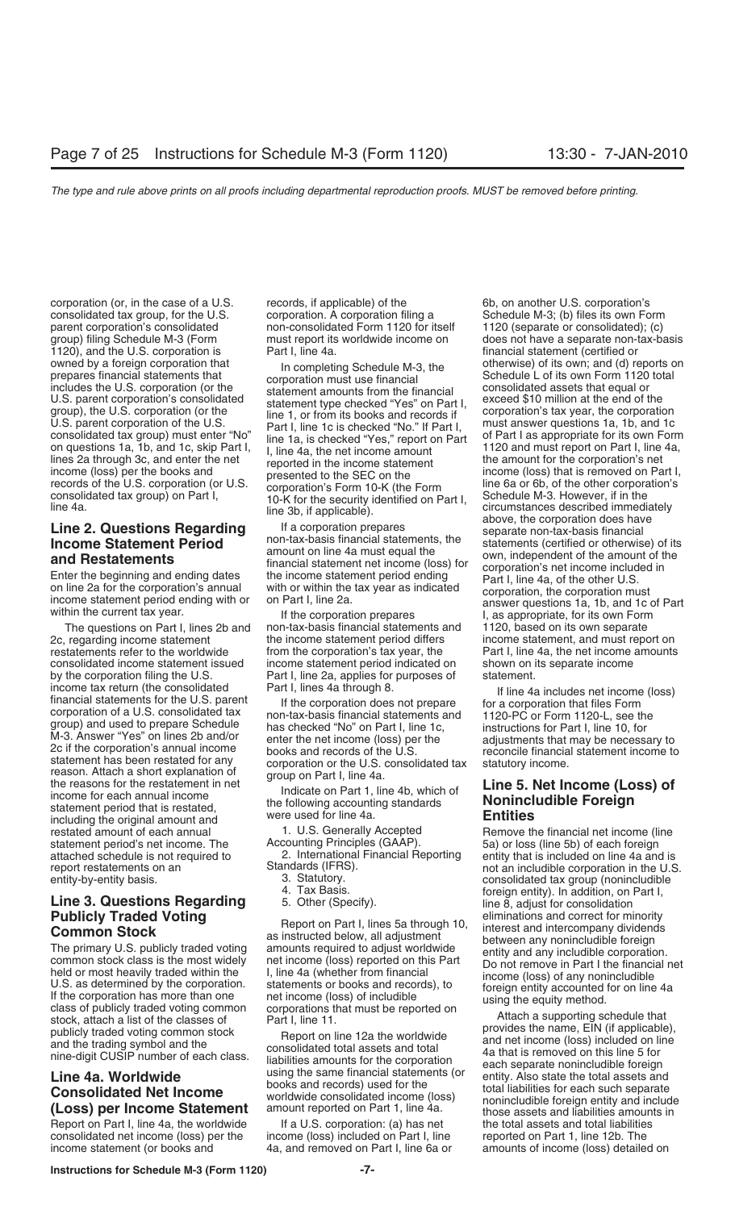corporation (or, in the case of a U.S. consolidated tax group, for the U.S. parent corporation's consolidated group) filing Schedule M-3 (Form 1120), and the U.S. corporation is owned by a foreign corporation that prepares financial statements that includes the U.S. corporation (or the U.S. parent corporation's consolidated group), the U.S. corporation (or the U.S. parent corporation of the U.S. consolidated tax group) must enter "No" on questions 1a, 1b, and 1c, skip Part I, lines 2a through 3c, and enter the net income (loss) per the books and records of the U.S. corporation (or U.S. consolidated tax group) on Part I, line 4a.

### Line 2. Questions Regarding Income Statement Period and Restatements

Enter the beginning and ending dates on line 2a for the corporation's annual income statement period ending with or within the current tax year.

The questions on Part I, lines 2b and 2c, regarding income statement restatements refer to the worldwide consolidated income statement issued by the corporation filing the U.S. income tax return (the consolidated financial statements for the U.S. parent corporation of a U.S. consolidated tax group) and used to prepare Schedule M-3. Answer "Yes" on lines 2b and/or 2c if the corporation's annual income statement has been restated for any reason. Attach a short explanation of the reasons for the restatement in net income for each annual income statement period that is restated, including the original amount and restated amount of each annual statement period's net income. The attached schedule is not required to report restatements on an entity-by-entity basis.

### Line 3. Questions Regarding Publicly Traded Voting Common Stock

The primary U.S. publicly traded voting common stock class is the most widely held or most heavily traded within the U.S. as determined by the corporation. If the corporation has more than one class of publicly traded voting common stock, attach a list of the classes of publicly traded voting common stock and the trading symbol and the nine-digit CUSIP number of each class.

### Line 4a. Worldwide Consolidated Net Income (Loss) per Income Statement

Report on Part I, line 4a, the worldwide consolidated net income (loss) per the income statement (or books and records, if applicable) of the corporation. A corporation filing a non-consolidated Form 1120 for itself must report its worldwide income on Part I, line 4a.

In completing Schedule M-3, the corporation must use financial statement amounts from the financial statement type checked "Yes" on Part I, line 1, or from its books and records if Part I, line 1c is checked "No." If Part I, line 1a, is checked "Yes," report on Part I, line 4a, the net income amount reported in the income statement presented to the SEC on the corporation's Form 10-K (the Form 10-K for the security identified on Part I, line 3b, if applicable).

If a corporation prepares non-tax-basis financial statements, the amount on line 4a must equal the financial statement net income (loss) for the income statement period ending with or within the tax year as indicated on Part I, line 2a.

If the corporation prepares non-tax-basis financial statements and the income statement period differs from the corporation's tax year, the income statement period indicated on Part I, line 2a, applies for purposes of Part I, lines 4a through 8.

If the corporation does not prepare non-tax-basis financial statements and has checked "No" on Part I, line 1c, enter the net income (loss) per the books and records of the U.S. corporation or the U.S. consolidated tax group on Part I, line 4a.

Indicate on Part 1, line 4b, which of the following accounting standards were used for line 4a.

1. U.S. Generally Accepted Accounting Principles (GAAP).
2. International Financial Reporting Standards (IFRS).
3. Statutory.
4. Tax Basis.
5. Other (Specify).

Report on Part I, lines 5a through 10, as instructed below, all adjustment amounts required to adjust worldwide net income (loss) reported on this Part I, line 4a (whether from financial statements or books and records), to net income (loss) of includible corporations that must be reported on Part I, line 11.

Report on line 12a the worldwide consolidated total assets and total liabilities amounts for the corporation using the same financial statements (or books and records) used for the worldwide consolidated income (loss) amount reported on Part 1, line 4a.

If a U.S. corporation: (a) has net income (loss) included on Part I, line 4a, and removed on Part I, line 6a or 6b, on another U.S. corporation's Schedule M-3; (b) files its own Form 1120 (separate or consolidated); (c) does not have a separate non-tax-basis financial statement (certified or otherwise) of its own; and (d) reports on Schedule L of its own Form 1120 total consolidated assets that equal or exceed $10 million at the end of the corporation's tax year, the corporation must answer questions 1a, 1b, and 1c of Part I as appropriate for its own Form 1120 and must report on Part I, line 4a, the amount for the corporation's net income (loss) that is removed on Part I, line 6a or 6b, of the other corporation's Schedule M-3. However, if in the circumstances described immediately above, the corporation does have separate non-tax-basis financial statements (certified or otherwise) of its own, independent of the amount of the corporation's net income included in Part I, line 4a, of the other U.S. corporation, the corporation must answer questions 1a, 1b, and 1c of Part I, as appropriate, for its own Form 1120, based on its own separate income statement, and must report on Part I, line 4a, the net income amounts shown on its separate income statement.

If line 4a includes net income (loss) for a corporation that files Form 1120-PC or Form 1120-L, see the instructions for Part I, line 10, for adjustments that may be necessary to reconcile financial statement income to statutory income.

### Line 5. Net Income (Loss) of Nonincludible Foreign Entities

Remove the financial net income (line 5a) or loss (line 5b) of each foreign entity that is included on line 4a and is not an includible corporation in the U.S. consolidated tax group (nonincludible foreign entity). In addition, on Part I, line 8, adjust for consolidation eliminations and correct for minority interest and intercompany dividends between any nonincludible foreign entity and any includible corporation. Do not remove in Part I the financial net income (loss) of any nonincludible foreign entity accounted for on line 4a using the equity method.

Attach a supporting schedule that provides the name, EIN (if applicable), and net income (loss) included on line 4a that is removed on this line 5 for each separate nonincludible foreign entity. Also state the total assets and total liabilities for each such separate nonincludible foreign entity and include those assets and liabilities amounts in the total assets and total liabilities reported on Part 1, line 12b. The amounts of income (loss) detailed on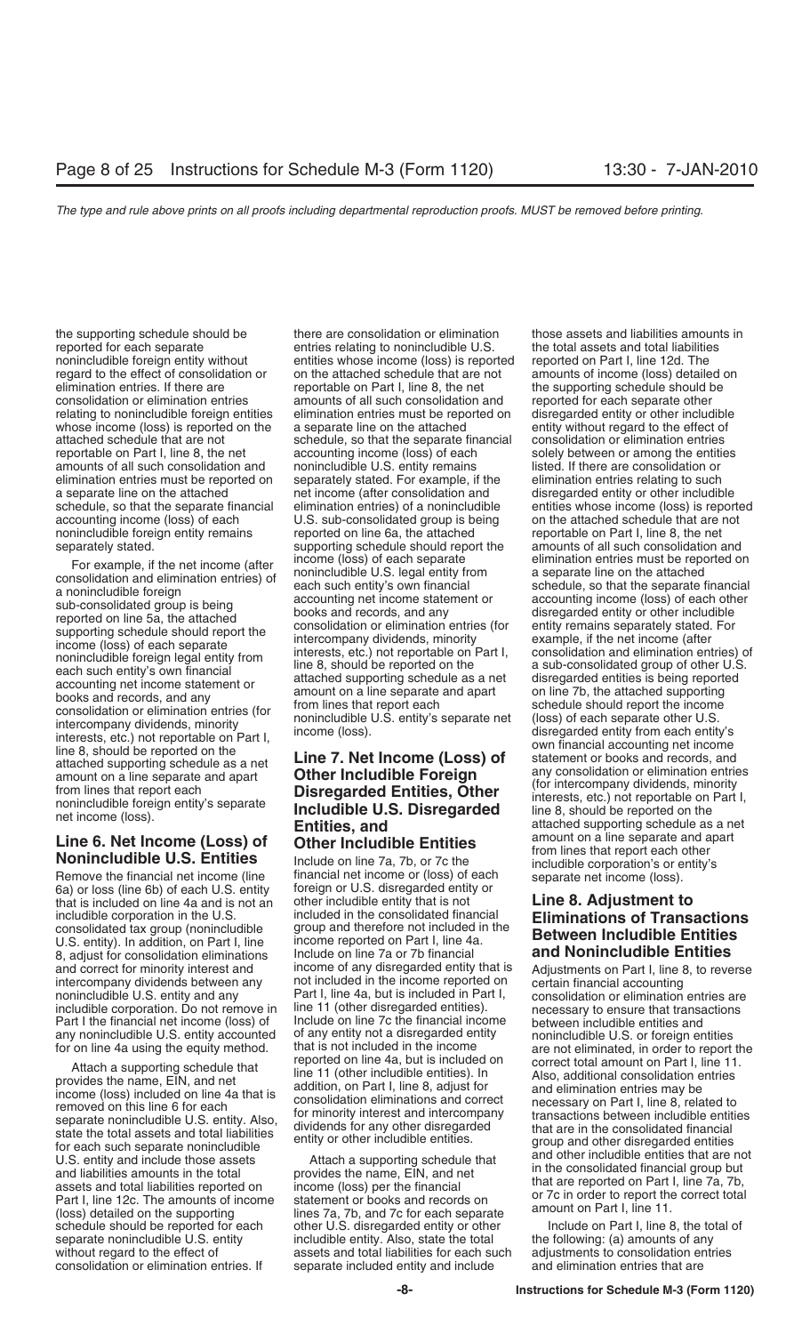the supporting schedule should be reported for each separate nonincludible foreign entity without regard to the effect of consolidation or elimination entries. If there are consolidation or elimination entries relating to nonincludible foreign entities whose income (loss) is reported on the attached schedule that are not reportable on Part I, line 8, the net amounts of all such consolidation and elimination entries must be reported on a separate line on the attached schedule, so that the separate financial accounting income (loss) of each nonincludible foreign entity remains separately stated.

For example, if the net income (after consolidation and elimination entries) of a nonincludible foreign sub-consolidated group is being reported on line 5a, the attached supporting schedule should report the income (loss) of each separate nonincludible foreign legal entity from each such entity's own financial accounting net income statement or books and records, and any consolidation or elimination entries (for intercompany dividends, minority interests, etc.) not reportable on Part I, line 8, should be reported on the attached supporting schedule as a net amount on a line separate and apart from lines that report each nonincludible foreign entity's separate net income (loss).

## Line 6. Net Income (Loss) of Nonincludible U.S. Entities

Remove the financial net income (line 6a) or loss (line 6b) of each U.S. entity that is included on line 4a and is not an includible corporation in the U.S. consolidated tax group (nonincludible U.S. entity). In addition, on Part I, line 8, adjust for consolidation eliminations and correct for minority interest and intercompany dividends between any nonincludible U.S. entity and any includible corporation. Do not remove in Part I the financial net income (loss) of any nonincludible U.S. entity accounted for on line 4a using the equity method.

Attach a supporting schedule that provides the name, EIN, and net income (loss) included on line 4a that is removed on this line 6 for each separate nonincludible U.S. entity. Also, state the total assets and total liabilities for each such separate nonincludible U.S. entity and include those assets and liabilities amounts in the total assets and total liabilities reported on Part I, line 12c. The amounts of income (loss) detailed on the supporting schedule should be reported for each separate nonincludible U.S. entity without regard to the effect of consolidation or elimination entries. If there are consolidation or elimination entries relating to nonincludible U.S. entities whose income (loss) is reported on the attached schedule that are not reportable on Part I, line 8, the net amounts of all such consolidation and elimination entries must be reported on a separate line on the attached schedule, so that the separate financial accounting income (loss) of each nonincludible U.S. entity remains separately stated. For example, if the net income (after consolidation and elimination entries) of a nonincludible U.S. sub-consolidated group is being reported on line 6a, the attached supporting schedule should report the income (loss) of each separate nonincludible U.S. legal entity from each such entity's own financial accounting net income statement or books and records, and any consolidation or elimination entries (for intercompany dividends, minority interests, etc.) not reportable on Part I, line 8, should be reported on the attached supporting schedule as a net amount on a line separate and apart from lines that report each nonincludible U.S. entity's separate net income (loss).

## Line 7. Net Income (Loss) of Other Includible Foreign Disregarded Entities, Other Includible U.S. Disregarded Entities, and Other Includible Entities

Include on line 7a, 7b, or 7c the financial net income or (loss) of each foreign or U.S. disregarded entity or other includible entity that is not included in the consolidated financial group and therefore not included in the income reported on Part I, line 4a. Include on line 7a or 7b financial income of any disregarded entity that is not included in the income reported on Part I, line 4a, but is included in Part I, line 11 (other disregarded entities). Include on line 7c the financial income of any entity not a disregarded entity that is not included in the income reported on line 4a, but is included on line 11 (other includible entities). In addition, on Part I, line 8, adjust for consolidation eliminations and correct for minority interest and intercompany dividends for any other disregarded entity or other includible entities.

Attach a supporting schedule that provides the name, EIN, and net income (loss) per the financial statement or books and records on lines 7a, 7b, and 7c for each separate other U.S. disregarded entity or other includible entity. Also, state the total assets and total liabilities for each such separate included entity and include those assets and liabilities amounts in the total assets and total liabilities reported on Part I, line 12d. The amounts of income (loss) detailed on the supporting schedule should be reported for each separate other disregarded entity or other includible entity without regard to the effect of consolidation or elimination entries solely between or among the entities listed. If there are consolidation or elimination entries relating to such disregarded entity or other includible entities whose income (loss) is reported on the attached schedule that are not reportable on Part I, line 8, the net amounts of all such consolidation and elimination entries must be reported on a separate line on the attached schedule, so that the separate financial accounting income (loss) of each other disregarded entity or other includible entity remains separately stated. For example, if the net income (after consolidation and elimination entries) of a sub-consolidated group of other U.S. disregarded entities is being reported on line 7b, the attached supporting schedule should report the income (loss) of each separate other U.S. disregarded entity from each entity's own financial accounting net income statement or books and records, and any consolidation or elimination entries (for intercompany dividends, minority interests, etc.) not reportable on Part I, line 8, should be reported on the attached supporting schedule as a net amount on a line separate and apart from lines that report each other includible corporation's or entity's separate net income (loss).

## Line 8. Adjustment to Eliminations of Transactions Between Includible Entities and Nonincludible Entities

Adjustments on Part I, line 8, to reverse certain financial accounting consolidation or elimination entries are necessary to ensure that transactions between includible entities and nonincludible U.S. or foreign entities are not eliminated, in order to report the correct total amount on Part I, line 11. Also, additional consolidation entries and elimination entries may be necessary on Part I, line 8, related to transactions between includible entities that are in the consolidated financial group and other disregarded entities and other includible entities that are not in the consolidated financial group but that are reported on Part I, line 7a, 7b, or 7c in order to report the correct total amount on Part I, line 11.

Include on Part I, line 8, the total of the following: (a) amounts of any adjustments to consolidation entries and elimination entries that are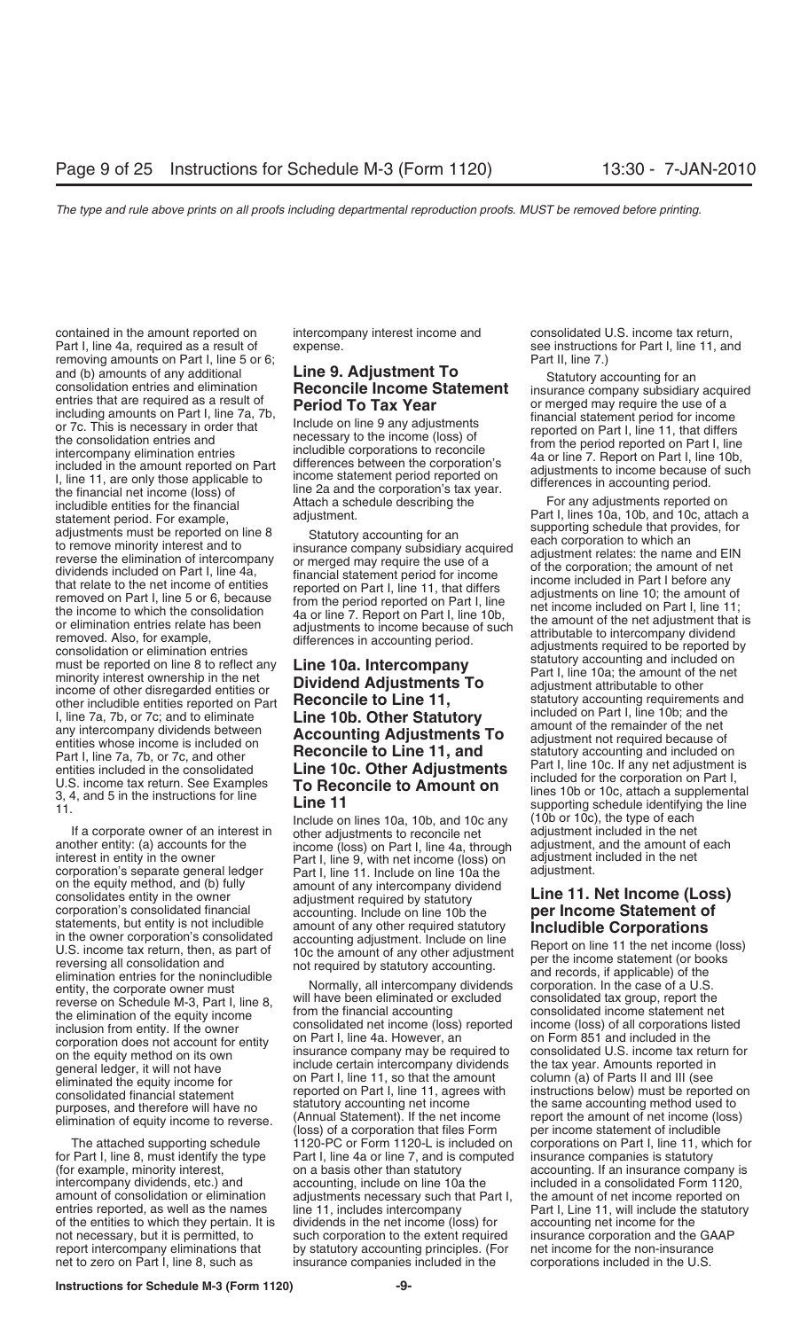contained in the amount reported on Part I, line 4a, required as a result of removing amounts on Part I, line 5 or 6; and (b) amounts of any additional consolidation entries and elimination entries that are required as a result of including amounts on Part I, line 7a, 7b, or 7c. This is necessary in order that the consolidation entries and intercompany elimination entries included in the amount reported on Part I, line 11, are only those applicable to the financial net income (loss) of includible entities for the financial statement period. For example, adjustments must be reported on line 8 to remove minority interest and to reverse the elimination of intercompany dividends included on Part I, line 4a, that relate to the net income of entities removed on Part I, line 5 or 6, because the income to which the consolidation or elimination entries relate has been removed. Also, for example, consolidation or elimination entries must be reported on line 8 to reflect any minority interest ownership in the net income of other disregarded entities or other includible entities reported on Part I, line 7a, 7b, or 7c; and to eliminate any intercompany dividends between entities whose income is included on Part I, line 7a, 7b, or 7c, and other entities included in the consolidated U.S. income tax return. See Examples 3, 4, and 5 in the instructions for line 11.

If a corporate owner of an interest in another entity: (a) accounts for the interest in entity in the owner corporation's separate general ledger on the equity method, and (b) fully consolidates entity in the owner corporation's consolidated financial statements, but entity is not includible in the owner corporation's consolidated U.S. income tax return, then, as part of reversing all consolidation and elimination entries for the nonincludible entity, the corporate owner must reverse on Schedule M-3, Part I, line 8, the elimination of the equity income inclusion from entity. If the owner corporation does not account for entity on the equity method on its own general ledger, it will not have eliminated the equity income for consolidated financial statement purposes, and therefore will have no elimination of equity income to reverse.

The attached supporting schedule for Part I, line 8, must identify the type (for example, minority interest, intercompany dividends, etc.) and amount of consolidation or elimination entries reported, as well as the names of the entities to which they pertain. It is not necessary, but it is permitted, to report intercompany eliminations that net to zero on Part I, line 8, such as intercompany interest income and expense.

## Line 9. Adjustment To Reconcile Income Statement Period To Tax Year

Include on line 9 any adjustments necessary to the income (loss) of includible corporations to reconcile differences between the corporation's income statement period reported on line 2a and the corporation's tax year. Attach a schedule describing the adjustment.

Statutory accounting for an insurance company subsidiary acquired or merged may require the use of a financial statement period for income reported on Part I, line 11, that differs from the period reported on Part I, line 4a or line 7. Report on Part I, line 10b, adjustments to income because of such differences in accounting period.

## Line 10a. Intercompany Dividend Adjustments To Reconcile to Line 11, Line 10b. Other Statutory Accounting Adjustments To Reconcile to Line 11, and Line 10c. Other Adjustments To Reconcile to Amount on Line 11

Include on lines 10a, 10b, and 10c any other adjustments to reconcile net income (loss) on Part I, line 4a, through Part I, line 9, with net income (loss) on Part I, line 11. Include on line 10a the amount of any intercompany dividend adjustment required by statutory accounting. Include on line 10b the amount of any other required statutory accounting adjustment. Include on line 10c the amount of any other adjustment not required by statutory accounting.

Normally, all intercompany dividends will have been eliminated or excluded from the financial accounting consolidated net income (loss) reported on Part I, line 4a. However, an insurance company may be required to include certain intercompany dividends on Part I, line 11, so that the amount reported on Part I, line 11, agrees with statutory accounting net income (Annual Statement). If the net income (loss) of a corporation that files Form 1120-PC or Form 1120-L is included on Part I, line 4a or line 7, and is computed on a basis other than statutory accounting, include on line 10a the adjustments necessary such that Part I, line 11, includes intercompany dividends in the net income (loss) for such corporation to the extent required by statutory accounting principles. (For insurance companies included in the consolidated U.S. income tax return, see instructions for Part I, line 11, and Part II, line 7.)

Statutory accounting for an insurance company subsidiary acquired or merged may require the use of a financial statement period for income reported on Part I, line 11, that differs from the period reported on Part I, line 4a or line 7. Report on Part I, line 10b, adjustments to income because of such differences in accounting period.

For any adjustments reported on Part I, lines 10a, 10b, and 10c, attach a supporting schedule that provides, for each corporation to which an adjustment relates: the name and EIN of the corporation; the amount of net income included in Part I before any net adjustments on line 10; the amount of net income included on Part I, line 11; the amount of the net adjustment that is attributable to intercompany dividend adjustments required to be reported by statutory accounting and included on Part I, line 10a; the amount of the net adjustment attributable to other statutory accounting requirements and included on Part I, line 10b; and the amount of the remainder of the net adjustment not required because of statutory accounting and included on Part I, line 10c. If any net adjustment is included for the corporation on Part I, lines 10b or 10c, attach a supplemental supporting schedule identifying the line (10b or 10c), the type of each adjustment included in the net adjustment, and the amount of each adjustment included in the net adjustment.

## Line 11. Net Income (Loss) per Income Statement of Includible Corporations

Report on line 11 the net income (loss) per the income statement (or books and records, if applicable) of the corporation. In the case of a U.S. consolidated tax group, report the consolidated income statement net income (loss) of all corporations listed on Form 851 and included in the consolidated U.S. income tax return for the tax year. Amounts reported in column (a) of Parts II and III (see instructions below) must be reported on the same accounting method used to report the amount of net income (loss) per income statement of includible corporations on Part I, line 11, which for insurance companies is statutory accounting. If an insurance company is included in a consolidated Form 1120, the amount of net income reported on Part I, Line 11, will include the statutory accounting net income for the insurance corporation and the GAAP net income for the non-insurance corporations included in the U.S.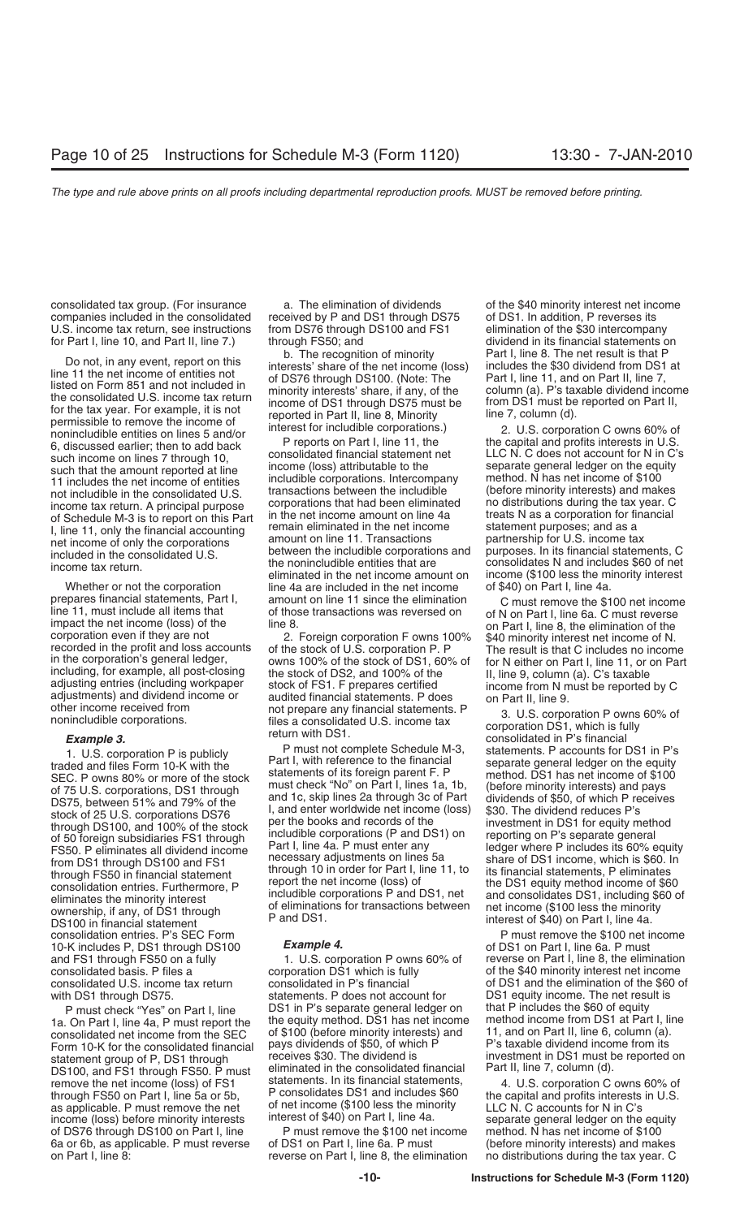consolidated tax group. (For insurance companies included in the consolidated U.S. income tax return, see instructions for Part I, line 10, and Part II, line 7.)

Do not, in any event, report on this line 11 the net income of entities not listed on Form 851 and not included in the consolidated U.S. income tax return for the tax year. For example, it is not permissible to remove the income of nonincludible entities on lines 5 and/or 6, discussed earlier; then to add back such income on lines 7 through 10, such that the amount reported at line 11 includes the net income of entities not includible in the consolidated U.S. income tax return. A principal purpose of Schedule M-3 is to report on this Part I, line 11, only the financial accounting net income of only the corporations included in the consolidated U.S. income tax return.

Whether or not the corporation prepares financial statements, Part I, line 11, must include all items that impact the net income (loss) of the corporation even if they are not recorded in the profit and loss accounts in the corporation's general ledger, including, for example, all post-closing adjusting entries (including workpaper adjustments) and dividend income or other income received from nonincludible corporations.

**Example 3.**

1. U.S. corporation P is publicly traded and files Form 10-K with the SEC. P owns 80% or more of the stock of 75 U.S. corporations, DS1 through DS75, between 51% and 79% of the stock of 25 U.S. corporations DS76 through DS100, and 100% of the stock of 50 foreign subsidiaries FS1 through FS50. P eliminates all dividend income from DS1 through DS100 and FS1 through FS50 in financial statement consolidation entries. Furthermore, P eliminates the minority interest ownership, if any, of DS1 through DS100 in financial statement consolidation entries. P's SEC Form 10-K includes P, DS1 through DS100 and FS1 through FS50 on a fully consolidated basis. P files a consolidated U.S. income tax return with DS1 through DS75.

P must check "Yes" on Part I, line 1a. On Part I, line 4a, P must report the consolidated net income from the SEC Form 10-K for the consolidated financial statement group of P, DS1 through DS100, and FS1 through FS50. P must remove the net income (loss) of FS1 through FS50 on Part I, line 5a or 5b, as applicable. P must remove the net income (loss) before minority interests of DS76 through DS100 on Part I, line 6a or 6b, as applicable. P must reverse on Part I, line 8:

a. The elimination of dividends received by P and DS1 through DS75 from DS76 through DS100 and FS1 through FS50; and

b. The recognition of minority interests' share of the net income (loss) of DS76 through DS100. (Note: The minority interests' share, if any, of the income of DS1 through DS75 must be reported in Part II, line 8, Minority interest for includible corporations.)

P reports on Part I, line 11, the consolidated financial statement net income (loss) attributable to the includible corporations. Intercompany transactions between the includible corporations that had been eliminated in the net income amount on line 4a remain eliminated in the net income amount on line 11. Transactions between the includible corporations and the nonincludible entities that are eliminated in the net income amount on line 4a are included in the net income amount on line 11 since the elimination of those transactions was reversed on line 8.

2. Foreign corporation F owns 100% of the stock of U.S. corporation P. P owns 100% of the stock of DS1, 60% of the stock of DS2, and 100% of the stock of FS1. F prepares certified audited financial statements. P does not prepare any financial statements. P files a consolidated U.S. income tax return with DS1.

P must not complete Schedule M-3, Part I, with reference to the financial statements of its foreign parent F. P must check "No" on Part I, lines 1a, 1b, and 1c, skip lines 2a through 3c of Part I, and enter worldwide net income (loss) per the books and records of the includible corporations (P and DS1) on Part I, line 4a. P must enter any necessary adjustments on lines 5a through 10 in order for Part I, line 11, to report the net income (loss) of includible corporations P and DS1, net of eliminations for transactions between P and DS1.

**Example 4.**

1. U.S. corporation P owns 60% of corporation DS1 which is fully consolidated in P's financial statements. P does not account for DS1 in P's separate general ledger on the equity method. DS1 has net income of $100 (before minority interests) and pays dividends of $50, of which P receives $30. The dividend is eliminated in the consolidated financial statements. In its financial statements, P consolidates DS1 and includes $60 of net income ($100 less the minority interest of $40) on Part I, line 4a.

P must remove the $100 net income of DS1 on Part I, line 6a. P must reverse on Part I, line 8, the elimination of the $40 minority interest net income of DS1. In addition, P reverses its elimination of the $30 intercompany dividend in its financial statements on Part I, line 8. The net result is that P includes the $30 dividend from DS1 at Part I, line 11, and on Part II, line 7, column (a). P's taxable dividend income from DS1 must be reported on Part II, line 7, column (d).

2. U.S. corporation C owns 60% of the capital and profits interests in U.S. LLC N. C does not account for N in C's separate general ledger on the equity method. N has net income of $100 (before minority interests) and makes no distributions during the tax year. C treats N as a corporation for financial statement purposes; and as a partnership for U.S. income tax purposes. In its financial statements, C consolidates N and includes $60 of net income ($100 less the minority interest of $40) on Part I, line 4a.

C must remove the $100 net income of N on Part I, line 6a. C must reverse on Part I, line 8, the elimination of the $40 minority interest net income of N. The result is that C includes no income for N either on Part I, line 11, or on Part II, line 9, column (a). C's taxable income from N must be reported by C on Part II, line 9.

3. U.S. corporation P owns 60% of corporation DS1, which is fully consolidated in P's financial statements. P accounts for DS1 in P's separate general ledger on the equity method. DS1 has net income of $100 (before minority interests) and pays dividends of $50, of which P receives $30. The dividend reduces P's investment in DS1 for equity method reporting on P's separate general ledger where P includes its 60% equity share of DS1 income, which is $60. In its financial statements, P eliminates the DS1 equity method income of $60 and consolidates DS1, including $60 of net income ($100 less the minority interest of $40) on Part I, line 4a.

P must remove the $100 net income of DS1 on Part I, line 6a. P must reverse on Part I, line 8, the elimination of the $40 minority interest net income of DS1 and the elimination of the $60 of DS1 equity income. The net result is that P includes the $60 of equity method income from DS1 at Part I, line 11, and on Part II, line 6, column (a). P's taxable dividend income from its investment in DS1 must be reported on Part II, line 7, column (d).

4. U.S. corporation C owns 60% of the capital and profits interests in U.S. LLC N. C accounts for N in C's separate general ledger on the equity method. N has net income of $100 (before minority interests) and makes no distributions during the tax year. C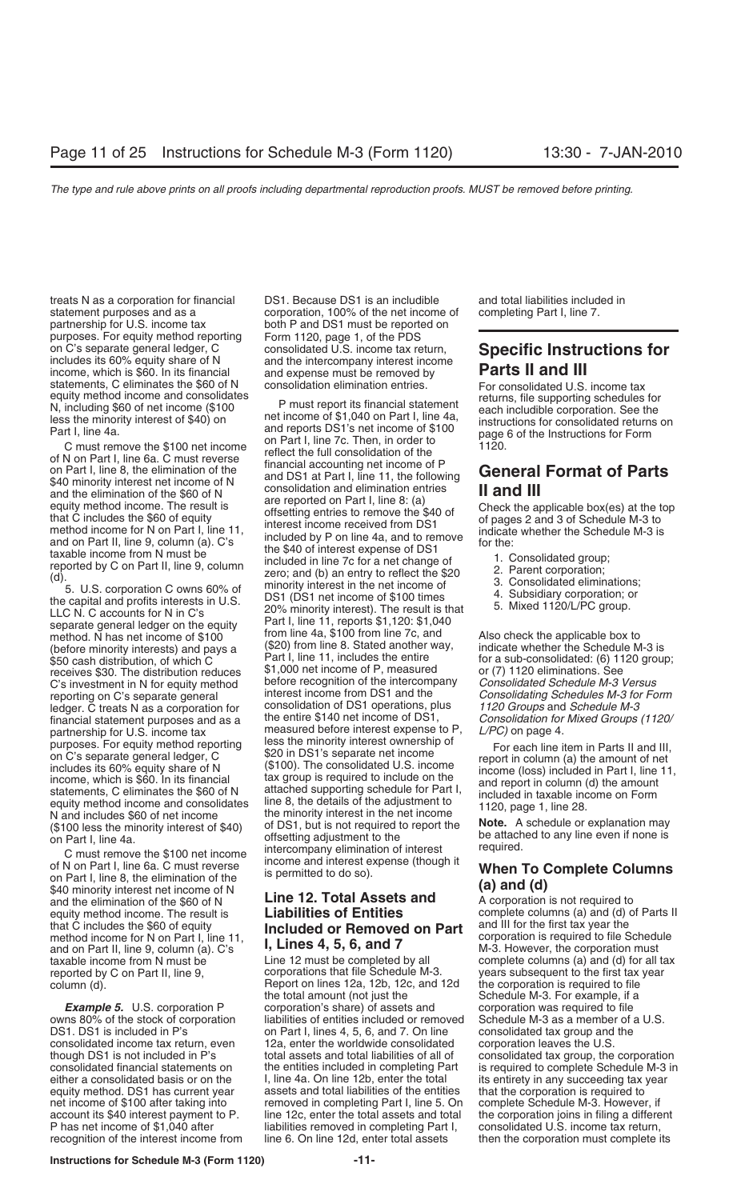treats N as a corporation for financial statement purposes and as a partnership for U.S. income tax purposes. For equity method reporting on C's separate general ledger, C includes its 60% equity share of N income, which is $60. In its financial statements, C eliminates the $60 of N equity method income and consolidates N, including $60 of net income ($100 less the minority interest of $40) on Part I, line 4a.

C must remove the $100 net income of N on Part I, line 6a. C must reverse on Part I, line 8, the elimination of the $40 minority interest net income of N and the elimination of the $60 of N equity method income. The result is that C includes the $60 of equity method income for N on Part I, line 11, and on Part II, line 9, column (a). C's taxable income from N must be reported by C on Part II, line 9, column (d).

5. U.S. corporation C owns 60% of the capital and profits interests in U.S. LLC N. C accounts for N in C's separate general ledger on the equity method. N has net income of $100 (before minority interests) and pays a $50 cash distribution, of which C receives $30. The distribution reduces C's investment in N for equity method reporting on C's separate general ledger. C treats N as a corporation for financial statement purposes and as a partnership for U.S. income tax purposes. For equity method reporting on C's separate general ledger, C includes its 60% equity share of N income, which is $60. In its financial statements, C eliminates the $60 of N equity method income and consolidates N and includes $60 of net income ($100 less the minority interest of $40) on Part I, line 4a.

C must remove the $100 net income of N on Part I, line 6a. C must reverse on Part I, line 8, the elimination of the $40 minority interest net income of N and the elimination of the $60 of N equity method income. The result is that C includes the $60 of equity method income for N on Part I, line 11, and on Part II, line 9, column (a). C's taxable income from N must be reported by C on Part II, line 9, column (d).

***Example 5.*** U.S. corporation P owns 80% of the stock of corporation DS1. DS1 is included in P's consolidated income tax return, even though DS1 is not included in P's consolidated financial statements on either a consolidated basis or on the equity method. DS1 has current year net income of $100 after taking into account its $40 interest payment to P. P has net income of $1,040 after recognition of the interest income from DS1. Because DS1 is an includible corporation, 100% of the net income of both P and DS1 must be reported on Form 1120, page 1, of the PDS consolidated U.S. income tax return, and the intercompany interest income and expense must be removed by consolidation elimination entries.

P must report its financial statement net income of $1,040 on Part I, line 4a, and reports DS1's net income of $100 on Part I, line 7c. Then, in order to reflect the full consolidation of the financial accounting net income of P and DS1 at Part I, line 11, the following consolidation and elimination entries are reported on Part I, line 8: (a) offsetting entries to remove the $40 of interest income received from DS1 included by P on line 4a, and to remove the $40 of interest expense of DS1 included in line 7c for a net change of zero; and (b) an entry to reflect the $20 minority interest in the net income of DS1 (DS1 net income of $100 times 20% minority interest). The result is that Part I, line 11, reports $1,120: $1,040 from line 4a, $100 from line 7c, and ($20) from line 8. Stated another way, Part I, line 11, includes the entire $1,000 net income of P, measured before recognition of the intercompany interest income from DS1 and the consolidation of DS1 operations, plus the entire $140 net income of DS1, measured before interest expense to P, less the minority interest ownership of $20 in DS1's separate net income ($100). The consolidated U.S. income tax group is required to include on the attached supporting schedule for Part I, line 8, the details of the adjustment to the minority interest in the net income of DS1, but is not required to report the offsetting adjustment to the intercompany elimination of interest income and interest expense (though it is permitted to do so).

## Line 12. Total Assets and Liabilities of Entities Included or Removed on Part I, Lines 4, 5, 6, and 7

Line 12 must be completed by all corporations that file Schedule M-3. Report on lines 12a, 12b, 12c, and 12d the total amount (not just the corporation's share) of assets and liabilities of entities included or removed on Part I, lines 4, 5, 6, and 7. On line 12a, enter the worldwide consolidated total assets and total liabilities of all of the entities included in completing Part I, line 4a. On line 12b, enter the total assets and total liabilities of the entities removed in completing Part I, line 5. On line 12c, enter the total assets and total liabilities removed in completing Part I, line 6. On line 12d, enter total assets and total liabilities included in completing Part I, line 7.

# Specific Instructions for Parts II and III

For consolidated U.S. income tax returns, file supporting schedules for each includible corporation. See the instructions for consolidated returns on page 6 of the Instructions for Form 1120.

## General Format of Parts II and III

Check the applicable box(es) at the top of pages 2 and 3 of Schedule M-3 to indicate whether the Schedule M-3 is for the:

1. Consolidated group;
2. Parent corporation;
3. Consolidated eliminations;
4. Subsidiary corporation; or
5. Mixed 1120/L/PC group.

Also check the applicable box to indicate whether the Schedule M-3 is for a sub-consolidated: (6) 1120 group; or (7) 1120 eliminations. See *Consolidated Schedule M-3 Versus Consolidating Schedules M-3 for Form 1120 Groups* and *Schedule M-3 Consolidation for Mixed Groups (1120/L/PC)* on page 4.

For each line item in Parts II and III, report in column (a) the amount of net income (loss) included in Part I, line 11, and report in column (d) the amount included in taxable income on Form 1120, page 1, line 28.

**Note.** A schedule or explanation may be attached to any line even if none is required.

## When To Complete Columns (a) and (d)

A corporation is not required to complete columns (a) and (d) of Parts II and III for the first tax year the corporation is required to file Schedule M-3. However, the corporation must complete columns (a) and (d) for all tax years subsequent to the first tax year the corporation is required to file Schedule M-3. For example, if a corporation was required to file Schedule M-3 as a member of a U.S. consolidated tax group and the corporation leaves the U.S. consolidated tax group, the corporation is required to complete Schedule M-3 in its entirety in any succeeding tax year that the corporation is required to complete Schedule M-3. However, if the corporation joins in filing a different consolidated U.S. income tax return, then the corporation must complete its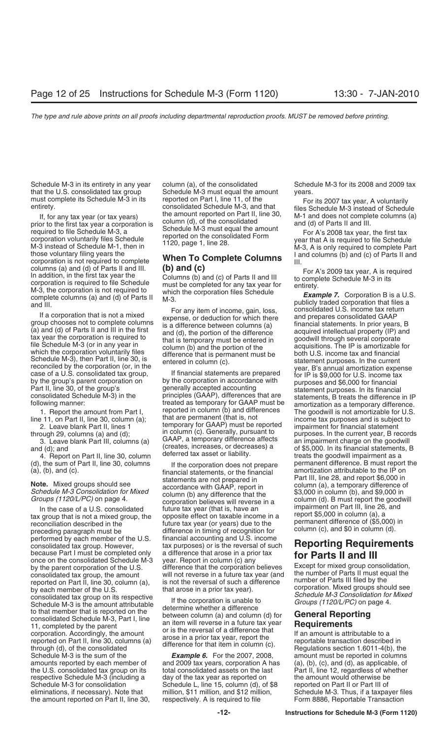Schedule M-3 in its entirety in any year that the U.S. consolidated tax group must complete its Schedule M-3 in its entirety.

If, for any tax year (or tax years) prior to the first tax year a corporation is required to file Schedule M-3, a corporation voluntarily files Schedule M-3 instead of Schedule M-1, then in those voluntary filing years the corporation is not required to complete columns (a) and (d) of Parts II and III. In addition, in the first tax year the corporation is required to file Schedule M-3, the corporation is not required to complete columns (a) and (d) of Parts II and III.

If a corporation that is not a mixed group chooses not to complete columns (a) and (d) of Parts II and III in the first tax year the corporation is required to file Schedule M-3 (or in any year in which the corporation voluntarily files Schedule M-3), then Part II, line 30, is reconciled by the corporation (or, in the case of a U.S. consolidated tax group, by the group's parent corporation on Part II, line 30, of the group's consolidated Schedule M-3) in the following manner:

1. Report the amount from Part I, line 11, on Part II, line 30, column (a);
2. Leave blank Part II, lines 1 through 29, columns (a) and (d);
3. Leave blank Part III, columns (a) and (d); and
4. Report on Part II, line 30, column (d), the sum of Part II, line 30, columns (a), (b), and (c).

**Note.** Mixed groups should see *Schedule M-3 Consolidation for Mixed Groups (1120/L/PC)* on page 4.

In the case of a U.S. consolidated tax group that is not a mixed group, the reconciliation described in the preceding paragraph must be performed by each member of the U.S. consolidated tax group. However, because Part I must be completed only once on the consolidated Schedule M-3 by the parent corporation of the U.S. consolidated tax group, the amount reported on Part II, line 30, column (a), by each member of the U.S. consolidated tax group on its respective Schedule M-3 is the amount attributable to that member that is reported on the consolidated Schedule M-3, Part I, line 11, completed by the parent corporation. Accordingly, the amount reported on Part II, line 30, columns (a) through (d), of the consolidated Schedule M-3 is the sum of the amounts reported by each member of the U.S. consolidated tax group on its respective Schedule M-3 (including a Schedule M-3 for consolidation eliminations, if necessary). Note that the amount reported on Part II, line 30, column (a), of the consolidated Schedule M-3 must equal the amount reported on Part I, line 11, of the consolidated Schedule M-3, and that the amount reported on Part II, line 30, column (d), of the consolidated Schedule M-3 must equal the amount reported on the consolidated Form 1120, page 1, line 28.

## When To Complete Columns (b) and (c)

Columns (b) and (c) of Parts II and III must be completed for any tax year for which the corporation files Schedule M-3.

For any item of income, gain, loss, expense, or deduction for which there is a difference between columns (a) and (d), the portion of the difference that is temporary must be entered in column (b) and the portion of the difference that is permanent must be entered in column (c).

If financial statements are prepared by the corporation in accordance with generally accepted accounting principles (GAAP), differences that are treated as temporary for GAAP must be reported in column (b) and differences that are permanent (that is, not temporary for GAAP) must be reported in column (c). Generally, pursuant to GAAP, a temporary difference affects (creates, increases, or decreases) a deferred tax asset or liability.

If the corporation does not prepare financial statements, or the financial statements are not prepared in accordance with GAAP, report in column (b) any difference that the corporation believes will reverse in a future tax year (that is, have an opposite effect on taxable income in a future tax year (or years) due to the difference in timing of recognition for financial accounting and U.S. income tax purposes) or is the reversal of such a difference that arose in a prior tax year. Report in column (c) any difference that the corporation believes will not reverse in a future tax year (and is not the reversal of such a difference that arose in a prior tax year).

If the corporation is unable to determine whether a difference between column (a) and column (d) for an item will reverse in a future tax year or is the reversal of a difference that arose in a prior tax year, report the difference for that item in column (c).

***Example 6.*** For the 2007, 2008, and 2009 tax years, corporation A has total consolidated assets on the last day of the tax year as reported on Schedule L, line 15, column (d), of $8 million, $11 million, and $12 million, respectively. A is required to file Schedule M-3 for its 2008 and 2009 tax years.

For its 2007 tax year, A voluntarily files Schedule M-3 instead of Schedule M-1 and does not complete columns (a) and (d) of Parts II and III.

For A's 2008 tax year, the first tax year that A is required to file Schedule M-3, A is only required to complete Part I and columns (b) and (c) of Parts II and III.

For A's 2009 tax year, A is required to complete Schedule M-3 in its entirety.

***Example 7.*** Corporation B is a U.S. publicly traded corporation that files a consolidated U.S. income tax return and prepares consolidated GAAP financial statements. In prior years, B acquired intellectual property (IP) and goodwill through several corporate acquisitions. The IP is amortizable for both U.S. income tax and financial statement purposes. In the current year, B's annual amortization expense for IP is $9,000 for U.S. income tax purposes and $6,000 for financial statement purposes. In its financial statements, B treats the difference in IP amortization as a temporary difference. The goodwill is not amortizable for U.S. income tax purposes and is subject to impairment for financial statement purposes. In the current year, B records an impairment charge on the goodwill of $5,000. In its financial statements, B treats the goodwill impairment as a permanent difference. B must report the amortization attributable to the IP on Part III, line 28, and report $6,000 in column (a), a temporary difference of $3,000 in column (b), and $9,000 in column (d). B must report the goodwill impairment on Part III, line 26, and report $5,000 in column (a), a permanent difference of ($5,000) in column (c), and $0 in column (d).

## Reporting Requirements for Parts II and III

Except for mixed group consolidation, the number of Parts II must equal the number of Parts III filed by the corporation. Mixed groups should see *Schedule M-3 Consolidation for Mixed Groups (1120/L/PC)* on page 4.

### General Reporting Requirements

If an amount is attributable to a reportable transaction described in Regulations section 1.6011-4(b), the amount must be reported in columns (a), (b), (c), and (d), as applicable, of Part II, line 12, regardless of whether the amount would otherwise be reported on Part II or Part III of Schedule M-3. Thus, if a taxpayer files Form 8886, Reportable Transaction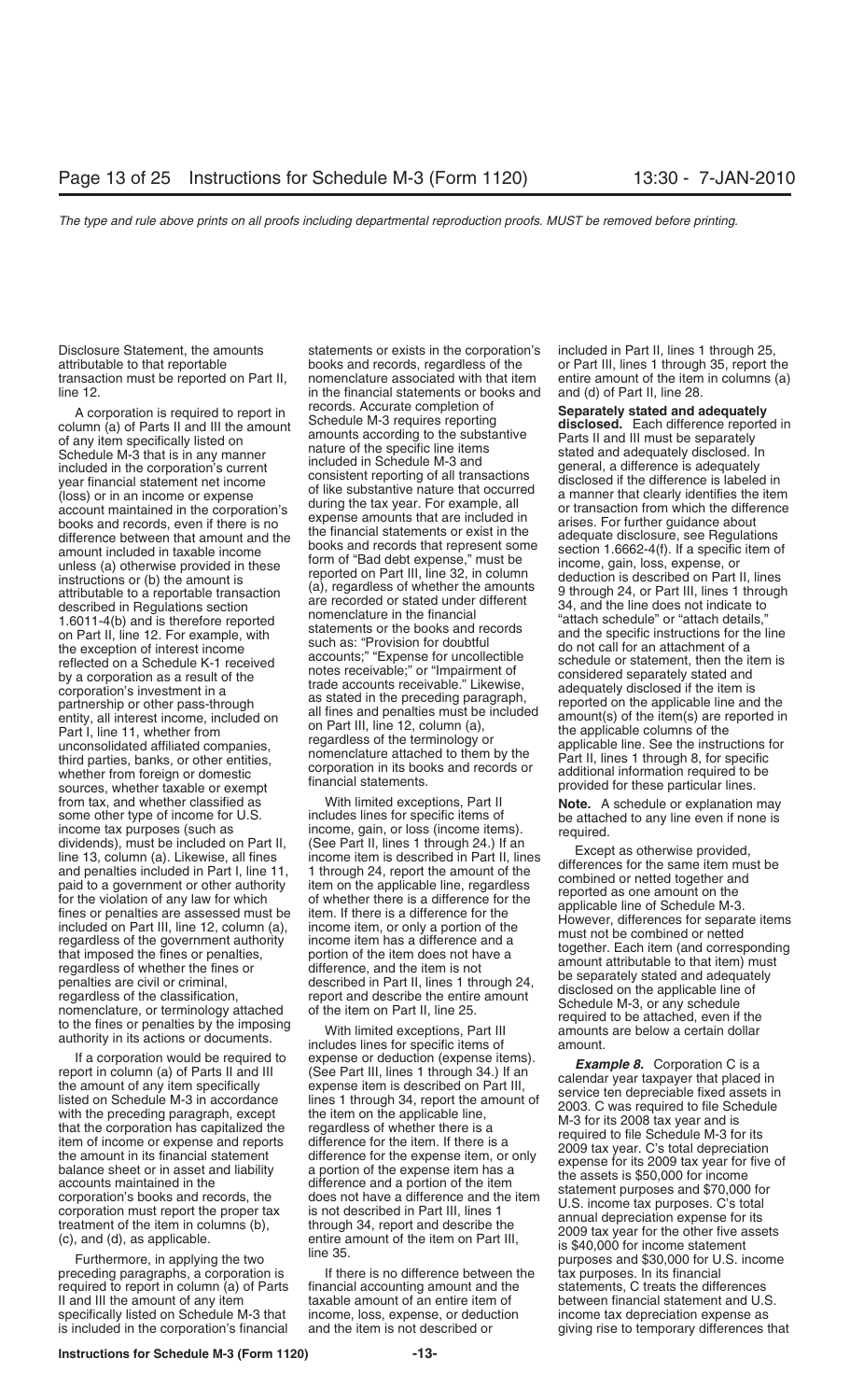Disclosure Statement, the amounts attributable to that reportable transaction must be reported on Part II, line 12.

A corporation is required to report in column (a) of Parts II and III the amount of any item specifically listed on Schedule M-3 that is in any manner included in the corporation's current year financial statement net income (loss) or in an income or expense account maintained in the corporation's books and records, even if there is no difference between that amount and the amount included in taxable income unless (a) otherwise provided in these instructions or (b) the amount is attributable to a reportable transaction described in Regulations section 1.6011-4(b) and is therefore reported on Part II, line 12. For example, with the exception of interest income reflected on a Schedule K-1 received by a corporation as a result of the corporation's investment in a partnership or other pass-through entity, all interest income, included on Part I, line 11, whether from unconsolidated affiliated companies, third parties, banks, or other entities, whether from foreign or domestic sources, whether taxable or exempt from tax, and whether classified as some other type of income for U.S. income tax purposes (such as dividends), must be included on Part II, line 13, column (a). Likewise, all fines and penalties included in Part I, line 11, paid to a government or other authority for the violation of any law for which fines or penalties are assessed must be included on Part III, line 12, column (a), regardless of the government authority that imposed the fines or penalties, regardless of whether the fines or penalties are civil or criminal, regardless of the classification, nomenclature, or terminology attached to the fines or penalties by the imposing authority in its actions or documents.

If a corporation would be required to report in column (a) of Parts II and III the amount of any item specifically listed on Schedule M-3 in accordance with the preceding paragraph, except that the corporation has capitalized the item of income or expense and reports the amount in its financial statement balance sheet or in asset and liability accounts maintained in the corporation's books and records, the corporation must report the proper tax treatment of the item in columns (b), (c), and (d), as applicable.

Furthermore, in applying the two preceding paragraphs, a corporation is required to report in column (a) of Parts II and III the amount of any item specifically listed on Schedule M-3 that is included in the corporation's financial statements or exists in the corporation's books and records, regardless of the nomenclature associated with that item in the financial statements or books and records. Accurate completion of Schedule M-3 requires reporting amounts according to the substantive nature of the specific line items included in Schedule M-3 and consistent reporting of all transactions of like substantive nature that occurred during the tax year. For example, all expense amounts that are included in the financial statements or exist in the books and records that represent some form of "Bad debt expense," must be reported on Part III, line 32, in column (a), regardless of whether the amounts are recorded or stated under different nomenclature in the financial statements or the books and records such as: "Provision for doubtful accounts;" "Expense for uncollectible notes receivable;" or "Impairment of trade accounts receivable." Likewise, as stated in the preceding paragraph, all fines and penalties must be included on Part III, line 12, column (a), regardless of the terminology or nomenclature attached to them by the corporation in its books and records or financial statements.

With limited exceptions, Part II includes lines for specific items of income, gain, or loss (income items). (See Part II, lines 1 through 24.) If an income item is described in Part II, lines 1 through 24, report the amount of the item on the applicable line, regardless of whether there is a difference for the item. If there is a difference for the income item, or only a portion of the income item has a difference and a portion of the item does not have a difference, and the item is not described in Part II, lines 1 through 24, report and describe the entire amount of the item on Part II, line 25.

With limited exceptions, Part III includes lines for specific items of expense or deduction (expense items). (See Part III, lines 1 through 34.) If an expense item is described on Part III, lines 1 through 34, report the amount of the item on the applicable line, regardless of whether there is a difference for the item. If there is a difference for the expense item, or only a portion of the expense item has a difference and a portion of the item does not have a difference and the item is not described in Part III, lines 1 through 34, report and describe the entire amount of the item on Part III, line 35.

If there is no difference between the financial accounting amount and the taxable amount of an entire item of income, loss, expense, or deduction and the item is not described or included in Part II, lines 1 through 25, or Part III, lines 1 through 35, report the entire amount of the item in columns (a) and (d) of Part II, line 28.

**Separately stated and adequately disclosed.** Each difference reported in Parts II and III must be separately stated and adequately disclosed. In general, a difference is adequately disclosed if the difference is labeled in a manner that clearly identifies the item or transaction from which the difference arises. For further guidance about adequate disclosure, see Regulations section 1.6662-4(f). If a specific item of income, gain, loss, expense, or deduction is described on Part II, lines 9 through 24, or Part III, lines 1 through 34, and the line does not indicate to "attach schedule" or "attach details," and the specific instructions for the line do not call for an attachment of a schedule or statement, then the item is considered separately stated and adequately disclosed if the item is reported on the applicable line and the amount(s) of the item(s) are reported in the applicable columns of the applicable line. See the instructions for Part II, lines 1 through 8, for specific additional information required to be provided for these particular lines.

**Note.** A schedule or explanation may be attached to any line even if none is required.

Except as otherwise provided, differences for the same item must be combined or netted together and reported as one amount on the applicable line of Schedule M-3. However, differences for separate items must not be combined or netted together. Each item (and corresponding amount attributable to that item) must be separately stated and adequately disclosed on the applicable line of Schedule M-3, or any schedule required to be attached, even if the amounts are below a certain dollar amount.

***Example 8.*** Corporation C is a calendar year taxpayer that placed in service ten depreciable fixed assets in 2003. C was required to file Schedule M-3 for its 2008 tax year and is required to file Schedule M-3 for its 2009 tax year. C's total depreciation expense for its 2009 tax year for five of the assets is $50,000 for income statement purposes and $70,000 for U.S. income tax purposes. C's total annual depreciation expense for its 2009 tax year for the other five assets is $40,000 for income statement purposes and $30,000 for U.S. income tax purposes. In its financial statements, C treats the differences between financial statement and U.S. income tax depreciation expense as giving rise to temporary differences that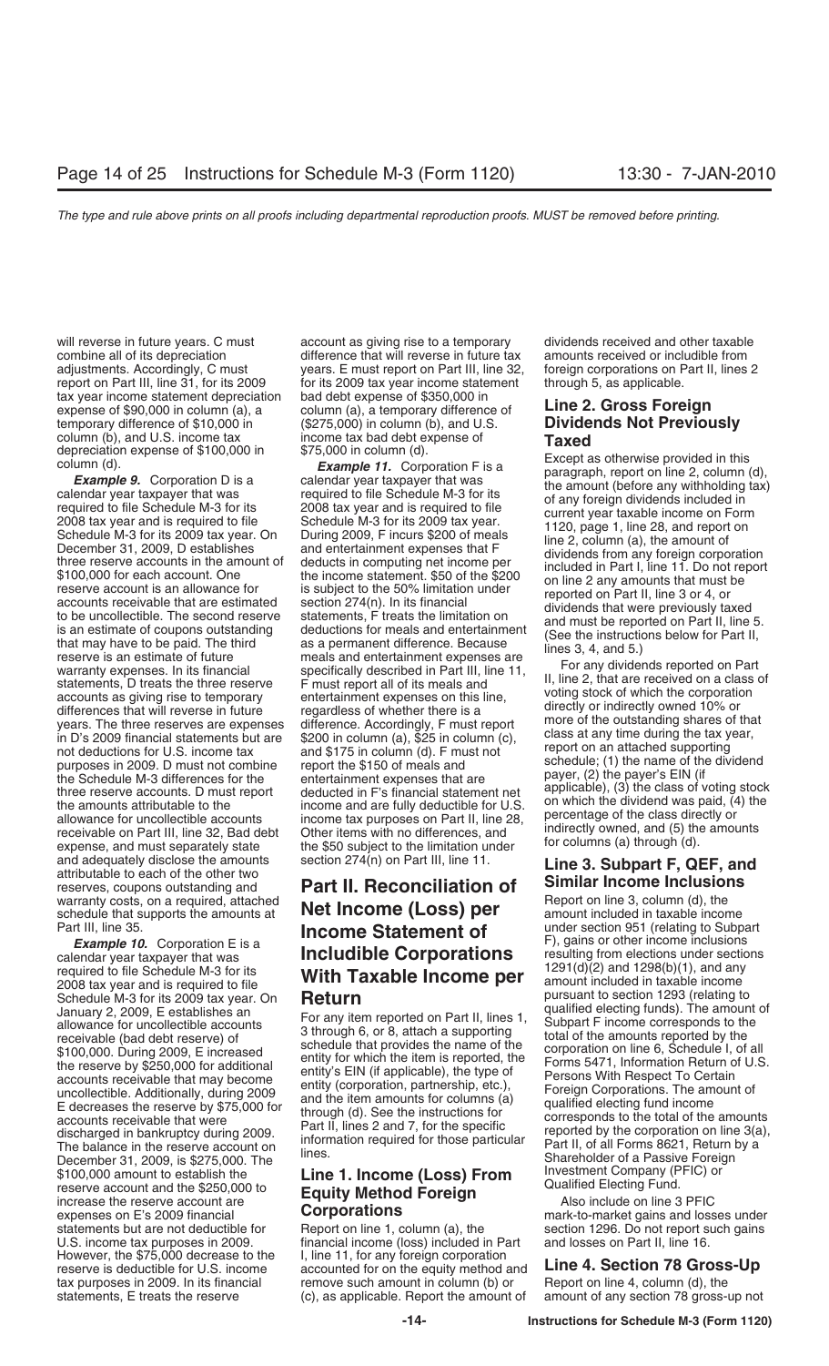will reverse in future years. C must combine all of its depreciation adjustments. Accordingly, C must report on Part III, line 31, for its 2009 tax year income statement depreciation expense of $90,000 in column (a), a temporary difference of $10,000 in column (b), and U.S. income tax depreciation expense of $100,000 in column (d).

***Example 9.*** Corporation D is a calendar year taxpayer that was required to file Schedule M-3 for its 2008 tax year and is required to file Schedule M-3 for its 2009 tax year. On December 31, 2009, D establishes three reserve accounts in the amount of $100,000 for each account. One reserve account is an allowance for accounts receivable that are estimated to be uncollectible. The second reserve is an estimate of coupons outstanding that may have to be paid. The third reserve is an estimate of future warranty expenses. In its financial statements, D treats the three reserve accounts as giving rise to temporary differences that will reverse in future years. The three reserves are expenses in D's 2009 financial statements but are not deductions for U.S. income tax purposes in 2009. D must not combine the Schedule M-3 differences for the three reserve accounts. D must report the amounts attributable to the allowance for uncollectible accounts receivable on Part III, line 32, Bad debt expense, and must separately state and adequately disclose the amounts attributable to each of the other two reserves, coupons outstanding and warranty costs, on a required, attached schedule that supports the amounts at Part III, line 35.

***Example 10.*** Corporation E is a calendar year taxpayer that was required to file Schedule M-3 for its 2008 tax year and is required to file Schedule M-3 for its 2009 tax year. On January 2, 2009, E establishes an allowance for uncollectible accounts receivable (bad debt reserve) of $100,000. During 2009, E increased the reserve by $250,000 for additional accounts receivable that may become uncollectible. Additionally, during 2009 E decreases the reserve by $75,000 for accounts receivable that were discharged in bankruptcy during 2009. The balance in the reserve account on December 31, 2009, is $275,000. The $100,000 amount to establish the reserve account and the $250,000 to increase the reserve account are expenses on E's 2009 financial statements but are not deductible for U.S. income tax purposes in 2009. However, the $75,000 decrease to the reserve is deductible for U.S. income tax purposes in 2009. In its financial statements, E treats the reserve account as giving rise to a temporary difference that will reverse in future tax years. E must report on Part III, line 32, for its 2009 tax year income statement bad debt expense of $350,000 in column (a), a temporary difference of ($275,000) in column (b), and U.S. income tax bad debt expense of $75,000 in column (d).

***Example 11.*** Corporation F is a calendar year taxpayer that was required to file Schedule M-3 for its 2008 tax year and is required to file Schedule M-3 for its 2009 tax year. During 2009, F incurs $200 of meals and entertainment expenses that F deducts in computing net income per the income statement. $50 of the $200 is subject to the 50% limitation under section 274(n). In its financial statements, F treats the limitation on deductions for meals and entertainment as a permanent difference. Because meals and entertainment expenses are specifically described in Part III, line 11, F must report all of its meals and entertainment expenses on this line, regardless of whether there is a difference. Accordingly, F must report $200 in column (a), $25 in column (c), and $175 in column (d). F must not report the $150 of meals and entertainment expenses that are deducted in F's financial statement net income and are fully deductible for U.S. income tax purposes on Part II, line 28, Other items with no differences, and the $50 subject to the limitation under section 274(n) on Part III, line 11.

## Part II. Reconciliation of Net Income (Loss) per Income Statement of Includible Corporations With Taxable Income per Return

For any item reported on Part II, lines 1, 3 through 6, or 8, attach a supporting schedule that provides the name of the entity for which the item is reported, the entity's EIN (if applicable), the type of entity (corporation, partnership, etc.), and the item amounts for columns (a) through (d). See the instructions for Part II, lines 2 and 7, for the specific information required for those particular lines.

### Line 1. Income (Loss) From Equity Method Foreign Corporations

Report on line 1, column (a), the financial income (loss) included in Part I, line 11, for any foreign corporation accounted for on the equity method and remove such amount in column (b) or (c), as applicable. Report the amount of dividends received and other taxable amounts received or includible from foreign corporations on Part II, lines 2 through 5, as applicable.

### Line 2. Gross Foreign Dividends Not Previously Taxed

Except as otherwise provided in this paragraph, report on line 2, column (d), the amount (before any withholding tax) of any foreign dividends included in current year taxable income on Form 1120, page 1, line 28, and report on line 2, column (a), the amount of dividends from any foreign corporation included in Part I, line 11. Do not report on line 2 any amounts that must be reported on Part II, line 3 or 4, or dividends that were previously taxed and must be reported on Part II, line 5. (See the instructions below for Part II, lines 3, 4, and 5.)

For any dividends reported on Part II, line 2, that are received on a class of voting stock of which the corporation directly or indirectly owned 10% or more of the outstanding shares of that class at any time during the tax year, report on an attached supporting schedule; (1) the name of the dividend payer, (2) the payer's EIN (if applicable), (3) the class of voting stock on which the dividend was paid, (4) the percentage of the class directly or indirectly owned, and (5) the amounts for columns (a) through (d).

### Line 3. Subpart F, QEF, and Similar Income Inclusions

Report on line 3, column (d), the amount included in taxable income under section 951 (relating to Subpart F), gains or other income inclusions resulting from elections under sections 1291(d)(2) and 1298(b)(1), and any amount included in taxable income pursuant to section 1293 (relating to qualified electing funds). The amount of Subpart F income corresponds to the total of the amounts reported by the corporation on line 6, Schedule I, of all Forms 5471, Information Return of U.S. Persons With Respect To Certain Foreign Corporations. The amount of qualified electing fund income corresponds to the total of the amounts reported by the corporation on line 3(a), Part II, of all Forms 8621, Return by a Shareholder of a Passive Foreign Investment Company (PFIC) or Qualified Electing Fund.

Also include on line 3 PFIC mark-to-market gains and losses under section 1296. Do not report such gains and losses on Part II, line 16.

### Line 4. Section 78 Gross-Up

Report on line 4, column (d), the amount of any section 78 gross-up not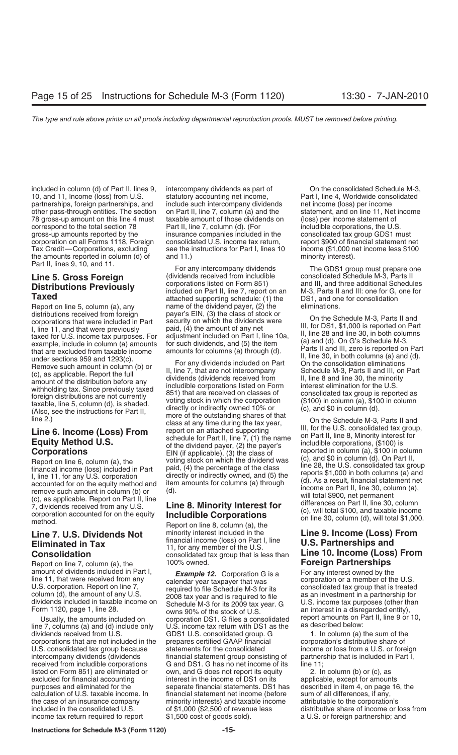included in column (d) of Part II, lines 9, 10, and 11, Income (loss) from U.S. partnerships, foreign partnerships, and other pass-through entities. The section 78 gross-up amount on this line 4 must correspond to the total section 78 gross-up amounts reported by the corporation on all Forms 1118, Foreign Tax Credit—Corporations, excluding the amounts reported in column (d) of Part II, lines 9, 10, and 11.

### Line 5. Gross Foreign Distributions Previously Taxed

Report on line 5, column (a), any distributions received from foreign corporations that were included in Part I, line 11, and that were previously taxed for U.S. income tax purposes. For example, include in column (a) amounts that are excluded from taxable income under sections 959 and 1293(c). Remove such amount in column (b) or (c), as applicable. Report the full amount of the distribution before any withholding tax. Since previously taxed foreign distributions are not currently taxable, line 5, column (d), is shaded. (Also, see the instructions for Part II, line 2.)

### Line 6. Income (Loss) From Equity Method U.S. Corporations

Report on line 6, column (a), the financial income (loss) included in Part I, line 11, for any U.S. corporation accounted for on the equity method and remove such amount in column (b) or (c), as applicable. Report on Part II, line 7, dividends received from any U.S. corporation accounted for on the equity method.

### Line 7. U.S. Dividends Not Eliminated in Tax Consolidation

Report on line 7, column (a), the amount of dividends included in Part I, line 11, that were received from any U.S. corporation. Report on line 7, column (d), the amount of any U.S. dividends included in taxable income on Form 1120, page 1, line 28.

Usually, the amounts included on line 7, columns (a) and (d) include only dividends received from U.S. corporations that are not included in the U.S. consolidated tax group because intercompany dividends (dividends received from includible corporations listed on Form 851) are eliminated or excluded for financial accounting purposes and eliminated for the calculation of U.S. taxable income. In the case of an insurance company included in the consolidated U.S. income tax return required to report intercompany dividends as part of statutory accounting net income, include such intercompany dividends on Part II, line 7, column (a) and the taxable amount of those dividends on Part II, line 7, column (d). (For insurance companies included in the consolidated U.S. income tax return, see the instructions for Part I, lines 10 and 11.)

For any intercompany dividends (dividends received from includible corporations listed on Form 851) included on Part II, line 7, report on an attached supporting schedule: (1) the name of the dividend payer, (2) the payer's EIN, (3) the class of stock or security on which the dividends were paid, (4) the amount of any net adjustment included on Part I, line 10a, for such dividends, and (5) the item amounts for columns (a) through (d).

For any dividends included on Part II, line 7, that are not intercompany dividends (dividends received from includible corporations listed on Form 851) that are received on classes of voting stock in which the corporation directly or indirectly owned 10% or more of the outstanding shares of that class at any time during the tax year, report on an attached supporting schedule for Part II, line 7, (1) the name of the dividend payer, (2) the payer's EIN (if applicable), (3) the class of voting stock on which the dividend was paid, (4) the percentage of the class directly or indirectly owned, and (5) the item amounts for columns (a) through (d).

### Line 8. Minority Interest for Includible Corporations

Report on line 8, column (a), the minority interest included in the financial income (loss) on Part I, line 11, for any member of the U.S. consolidated tax group that is less than 100% owned.

***Example 12.*** Corporation G is a calendar year taxpayer that was required to file Schedule M-3 for its 2008 tax year and is required to file Schedule M-3 for its 2009 tax year. G owns 90% of the stock of U.S. corporation DS1. G files a consolidated U.S. income tax return with DS1 as the GDS1 U.S. consolidated group. G prepares certified GAAP financial statements for the consolidated financial statement group consisting of G and DS1. G has no net income of its own, and G does not report its equity interest in the income of DS1 on its separate financial statements. DS1 has financial statement net income (before minority interests) and taxable income of $1,000 ($2,500 of revenue less $1,500 cost of goods sold).

On the consolidated Schedule M-3, Part I, line 4, Worldwide consolidated net income (loss) per income statement, and on line 11, Net income (loss) per income statement of includible corporations, the U.S. consolidated tax group GDS1 must report $900 of financial statement net income ($1,000 net income less $100 minority interest).

The GDS1 group must prepare one consolidated Schedule M-3, Parts II and III, and three additional Schedules M-3, Parts II and III: one for G, one for DS1, and one for consolidation eliminations.

On the Schedule M-3, Parts II and III, for DS1, $1,000 is reported on Part II, line 28 and line 30, in both columns (a) and (d). On G's Schedule M-3, Parts II and III, zero is reported on Part II, line 30, in both columns (a) and (d). On the consolidation eliminations Schedule M-3, Parts II and III, on Part II, line 8 and line 30, the minority interest elimination for the U.S. consolidated tax group is reported as ($100) in column (a), $100 in column (c), and $0 in column (d).

On the Schedule M-3, Parts II and III, for the U.S. consolidated tax group, on Part II, line 8, Minority interest for includible corporations, ($100) is reported in column (a), $100 in column (c), and $0 in column (d). On Part II, line 28, the U.S. consolidated tax group reports $1,000 in both columns (a) and (d). As a result, financial statement net income on Part II, line 30, column (a), will total $900, net permanent differences on Part II, line 30, column (c), will total $100, and taxable income on line 30, column (d), will total $1,000.

### Line 9. Income (Loss) From U.S. Partnerships and Line 10. Income (Loss) From Foreign Partnerships

For any interest owned by the corporation or a member of the U.S. consolidated tax group that is treated as an investment in a partnership for U.S. income tax purposes (other than an interest in a disregarded entity), report amounts on Part II, line 9 or 10, as described below:

1. In column (a) the sum of the corporation's distributive share of income or loss from a U.S. or foreign partnership that is included in Part I, line 11;
2. In column (b) or (c), as applicable, except for amounts described in item 4, on page 16, the sum of all differences, if any, attributable to the corporation's distributive share of income or loss from a U.S. or foreign partnership; and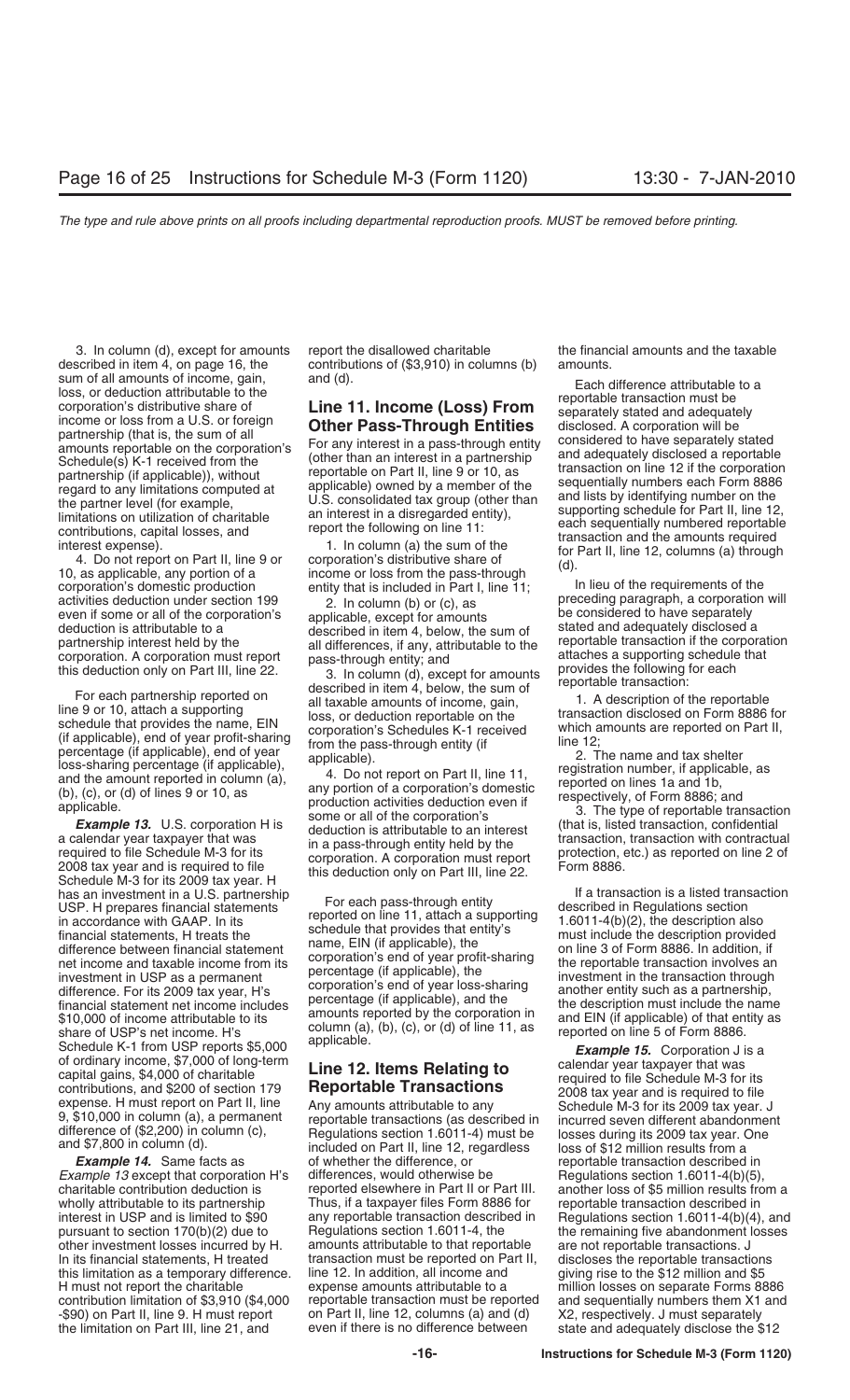3. In column (d), except for amounts described in item 4, on page 16, the sum of all amounts of income, gain, loss, or deduction attributable to the corporation's distributive share of income or loss from a U.S. or foreign partnership (that is, the sum of all amounts reportable on the corporation's Schedule(s) K-1 received from the partnership (if applicable)), without regard to any limitations computed at the partner level (for example, limitations on utilization of charitable contributions, capital losses, and interest expense).

4. Do not report on Part II, line 9 or 10, as applicable, any portion of a corporation's domestic production activities deduction under section 199 even if some or all of the corporation's deduction is attributable to a partnership interest held by the corporation. A corporation must report this deduction only on Part III, line 22.

For each partnership reported on line 9 or 10, attach a supporting schedule that provides the name, EIN (if applicable), end of year profit-sharing percentage (if applicable), end of year loss-sharing percentage (if applicable), and the amount reported in column (a), (b), (c), or (d) of lines 9 or 10, as applicable.

***Example 13.*** U.S. corporation H is a calendar year taxpayer that was required to file Schedule M-3 for its 2008 tax year and is required to file Schedule M-3 for its 2009 tax year. H has an investment in a U.S. partnership USP. H prepares financial statements in accordance with GAAP. In its financial statements, H treats the difference between financial statement net income and taxable income from its investment in USP as a permanent difference. For its 2009 tax year, H's financial statement net income includes $10,000 of income attributable to its share of USP's net income. H's Schedule K-1 from USP reports $5,000 of ordinary income, $7,000 of long-term capital gains, $4,000 of charitable contributions, and $200 of section 179 expense. H must report on Part II, line 9, $10,000 in column (a), a permanent difference of ($2,200) in column (c), and $7,800 in column (d).

***Example 14.*** Same facts as *Example 13* except that corporation H's charitable contribution deduction is wholly attributable to its partnership interest in USP and is limited to $90 pursuant to section 170(b)(2) due to other investment losses incurred by H. In its financial statements, H treated this limitation as a temporary difference. H must not report the charitable contribution limitation of $3,910 ($4,000 -$90) on Part II, line 9. H must report the limitation on Part III, line 21, and report the disallowed charitable contributions of ($3,910) in columns (b) and (d).

## Line 11. Income (Loss) From Other Pass-Through Entities

For any interest in a pass-through entity (other than an interest in a partnership reportable on Part II, line 9 or 10, as applicable) owned by a member of the U.S. consolidated tax group (other than an interest in a disregarded entity), report the following on line 11:

1. In column (a) the sum of the corporation's distributive share of income or loss from the pass-through entity that is included in Part I, line 11;

2. In column (b) or (c), as applicable, except for amounts described in item 4, below, the sum of all differences, if any, attributable to the pass-through entity; and

3. In column (d), except for amounts described in item 4, below, the sum of all taxable amounts of income, gain, loss, or deduction reportable on the corporation's Schedules K-1 received from the pass-through entity (if applicable).

4. Do not report on Part II, line 11, any portion of a corporation's domestic production activities deduction even if some or all of the corporation's deduction is attributable to an interest in a pass-through entity held by the corporation. A corporation must report this deduction only on Part III, line 22.

For each pass-through entity reported on line 11, attach a supporting schedule that provides that entity's name, EIN (if applicable), the corporation's end of year profit-sharing percentage (if applicable), the corporation's end of year loss-sharing percentage (if applicable), and the amounts reported by the corporation in column (a), (b), (c), or (d) of line 11, as applicable.

## Line 12. Items Relating to Reportable Transactions

Any amounts attributable to any reportable transactions (as described in Regulations section 1.6011-4) must be included on Part II, line 12, regardless of whether the difference, or differences, would otherwise be reported elsewhere in Part II or Part III. Thus, if a taxpayer files Form 8886 for any reportable transaction described in Regulations section 1.6011-4, the amounts attributable to that reportable transaction must be reported on Part II, line 12. In addition, all income and expense amounts attributable to a reportable transaction must be reported on Part II, line 12, columns (a) and (d) even if there is no difference between the financial amounts and the taxable amounts.

Each difference attributable to a reportable transaction must be separately stated and adequately disclosed. A corporation will be considered to have separately stated and adequately disclosed a reportable transaction on line 12 if the corporation sequentially numbers each Form 8886 and lists by identifying number on the supporting schedule for Part II, line 12, each sequentially numbered reportable transaction and the amounts required for Part II, line 12, columns (a) through (d).

In lieu of the requirements of the preceding paragraph, a corporation will be considered to have separately stated and adequately disclosed a reportable transaction if the corporation attaches a supporting schedule that provides the following for each reportable transaction:

1. A description of the reportable transaction disclosed on Form 8886 for which amounts are reported on Part II, line 12;

2. The name and tax shelter registration number, if applicable, as reported on lines 1a and 1b, respectively, of Form 8886; and

3. The type of reportable transaction (that is, listed transaction, confidential transaction, transaction with contractual protection, etc.) as reported on line 2 of Form 8886.

If a transaction is a listed transaction described in Regulations section 1.6011-4(b)(2), the description also must include the description provided on line 3 of Form 8886. In addition, if the reportable transaction involves an investment in the transaction through another entity such as a partnership, the description must include the name and EIN (if applicable) of that entity as reported on line 5 of Form 8886.

***Example 15.*** Corporation J is a calendar year taxpayer that was required to file Schedule M-3 for its 2008 tax year and is required to file Schedule M-3 for its 2009 tax year. J incurred seven different abandonment losses during its 2009 tax year. One loss of $12 million results from a reportable transaction described in Regulations section 1.6011-4(b)(5), another loss of $5 million results from reportable transaction described in Regulations section 1.6011-4(b)(4), and the remaining five abandonment losses are not reportable transactions. J discloses the reportable transactions giving rise to the $12 million and $5 million losses on separate Forms 8886 and sequentially numbers them X1 and X2, respectively. J must separately state and adequately disclose the $12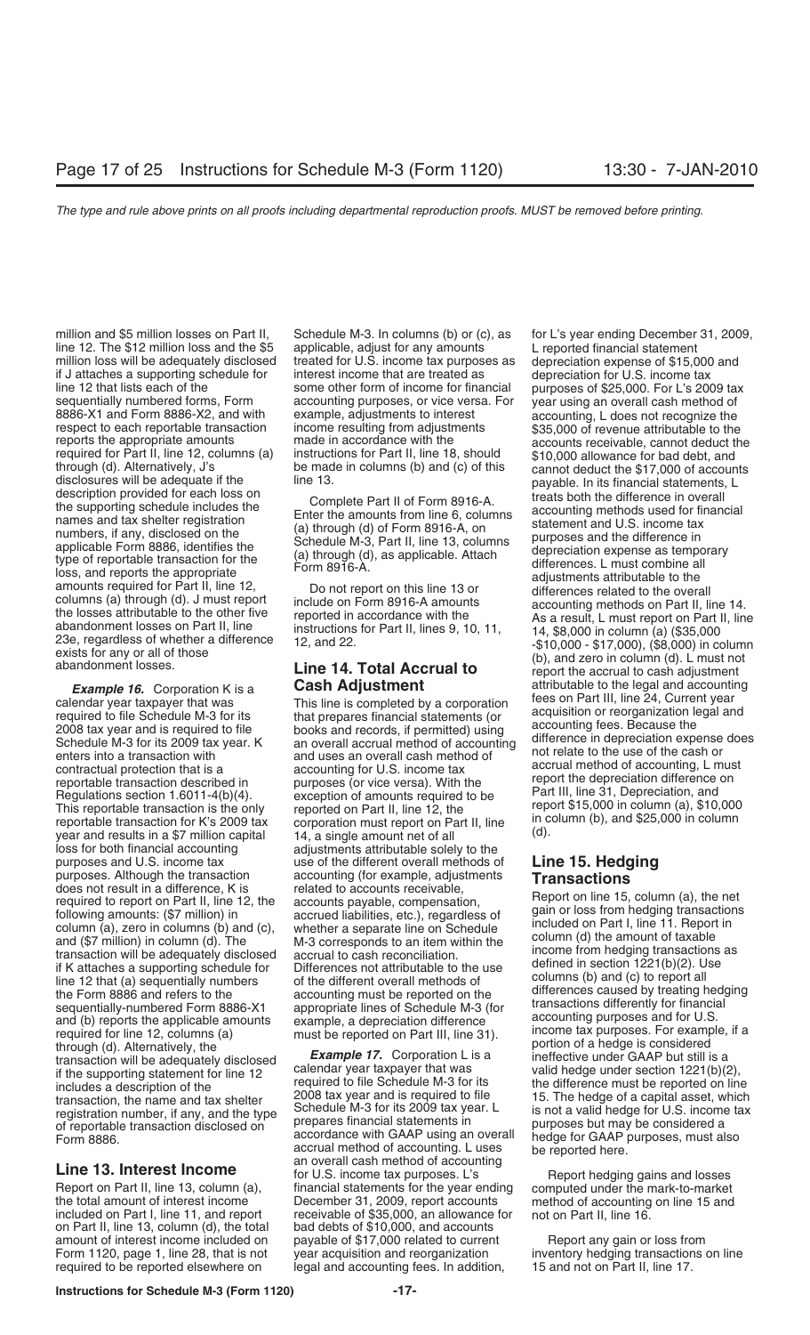million and $5 million losses on Part II, line 12. The $12 million loss and the $5 million loss will be adequately disclosed if J attaches a supporting schedule for line 12 that lists each of the sequentially numbered forms, Form 8886-X1 and Form 8886-X2, and with respect to each reportable transaction reports the appropriate amounts required for Part II, line 12, columns (a) through (d). Alternatively, J's disclosures will be adequate if the description provided for each loss on the supporting schedule includes the names and tax shelter registration numbers, if any, disclosed on the applicable Form 8886, identifies the type of reportable transaction for the loss, and reports the appropriate amounts required for Part II, line 12, columns (a) through (d). J must report the losses attributable to the other five abandonment losses on Part II, line 23e, regardless of whether a difference exists for any or all of those abandonment losses.

***Example 16.*** Corporation K is a calendar year taxpayer that was required to file Schedule M-3 for its 2008 tax year and is required to file Schedule M-3 for its 2009 tax year. K enters into a transaction with contractual protection that is a reportable transaction described in Regulations section 1.6011-4(b)(4). This reportable transaction is the only reportable transaction for K's 2009 tax year and results in a $7 million capital loss for both financial accounting purposes and U.S. income tax purposes. Although the transaction does not result in a difference, K is required to report on Part II, line 12, the following amounts: ($7 million) in column (a), zero in columns (b) and (c), and ($7 million) in column (d). The transaction will be adequately disclosed if K attaches a supporting schedule for line 12 that (a) sequentially numbers the Form 8886 and refers to the sequentially-numbered Form 8886-X1 and (b) reports the applicable amounts required for line 12, columns (a) through (d). Alternatively, the transaction will be adequately disclosed if the supporting statement for line 12 includes a description of the transaction, the name and tax shelter registration number, if any, and the type of reportable transaction disclosed on Form 8886.

## Line 13. Interest Income

Report on Part II, line 13, column (a), the total amount of interest income included on Part I, line 11, and report on Part II, line 13, column (d), the total amount of interest income included on Form 1120, page 1, line 28, that is not required to be reported elsewhere on Schedule M-3. In columns (b) or (c), as applicable, adjust for any amounts treated for U.S. income tax purposes as interest income that are treated as some other form of income for financial accounting purposes, or vice versa. For example, adjustments to interest income resulting from adjustments made in accordance with the instructions for Part II, line 18, should be made in columns (b) and (c) of this line 13.

Complete Part II of Form 8916-A. Enter the amounts from line 6, columns (a) through (d) of Form 8916-A, on Schedule M-3, Part II, line 13, columns (a) through (d), as applicable. Attach Form 8916-A.

Do not report on this line 13 or include on Form 8916-A amounts reported in accordance with the instructions for Part II, lines 9, 10, 11, 12, and 22.

## Line 14. Total Accrual to Cash Adjustment

This line is completed by a corporation that prepares financial statements (or books and records, if permitted) using an overall accrual method of accounting and uses an overall cash method of accounting for U.S. income tax purposes (or vice versa). With the exception of amounts required to be reported on Part II, line 12, the corporation must report on Part II, line 14, a single amount net of all adjustments attributable solely to the use of the different overall methods of accounting (for example, adjustments related to accounts receivable, accounts payable, compensation, accrued liabilities, etc.), regardless of whether a separate line on Schedule M-3 corresponds to an item within the accrual to cash reconciliation. Differences not attributable to the use of the different overall methods of accounting must be reported on the appropriate lines of Schedule M-3 (for example, a depreciation difference must be reported on Part III, line 31).

***Example 17.*** Corporation L is a calendar year taxpayer that was required to file Schedule M-3 for its 2008 tax year and is required to file Schedule M-3 for its 2009 tax year. L prepares financial statements in accordance with GAAP using an overall accrual method of accounting. L uses an overall cash method of accounting for U.S. income tax purposes. L's financial statements for the year ending December 31, 2009, report accounts receivable of $35,000, an allowance for bad debts of $10,000, and accounts payable of $17,000 related to current year acquisition and reorganization legal and accounting fees. In addition, for L's year ending December 31, 2009, L reported financial statement depreciation expense of $15,000 and depreciation for U.S. income tax purposes of $25,000. For L's 2009 tax year using an overall cash method of accounting, L does not recognize the $35,000 of revenue attributable to the accounts receivable, cannot deduct the $10,000 allowance for bad debt, and cannot deduct the $17,000 of accounts payable. In its financial statements, L treats both the difference in overall accounting methods used for financial statement and U.S. income tax purposes and the difference in depreciation expense as temporary differences. L must combine all adjustments attributable to the differences related to the overall accounting methods on Part II, line 14. As a result, L must report on Part II, line 14, $8,000 in column (a) ($35,000 - $10,000 - $17,000), ($8,000) in column (b), and zero in column (d). L must not report the accrual to cash adjustment attributable to the legal and accounting fees on Part III, line 24, Current year acquisition or reorganization legal and accounting fees. Because the difference in depreciation expense does not relate to the use of the cash or accrual method of accounting, L must report the depreciation difference on Part III, line 31, Depreciation, and report $15,000 in column (a), $10,000 in column (b), and $25,000 in column (d).

## Line 15. Hedging Transactions

Report on line 15, column (a), the net gain or loss from hedging transactions included on Part I, line 11. Report in column (d) the amount of taxable income from hedging transactions as defined in section 1221(b)(2). Use columns (b) and (c) to report all differences caused by treating hedging transactions differently for financial accounting purposes and for U.S. income tax purposes. For example, if a portion of a hedge is considered ineffective under GAAP but still is a valid hedge under section 1221(b)(2), the difference must be reported on line 15. The hedge of a capital asset, which is not a valid hedge for U.S. income tax purposes but may be considered a hedge for GAAP purposes, must also be reported here.

Report hedging gains and losses computed under the mark-to-market method of accounting on line 15 and not on Part II, line 16.

Report any gain or loss from inventory hedging transactions on line 15 and not on Part II, line 17.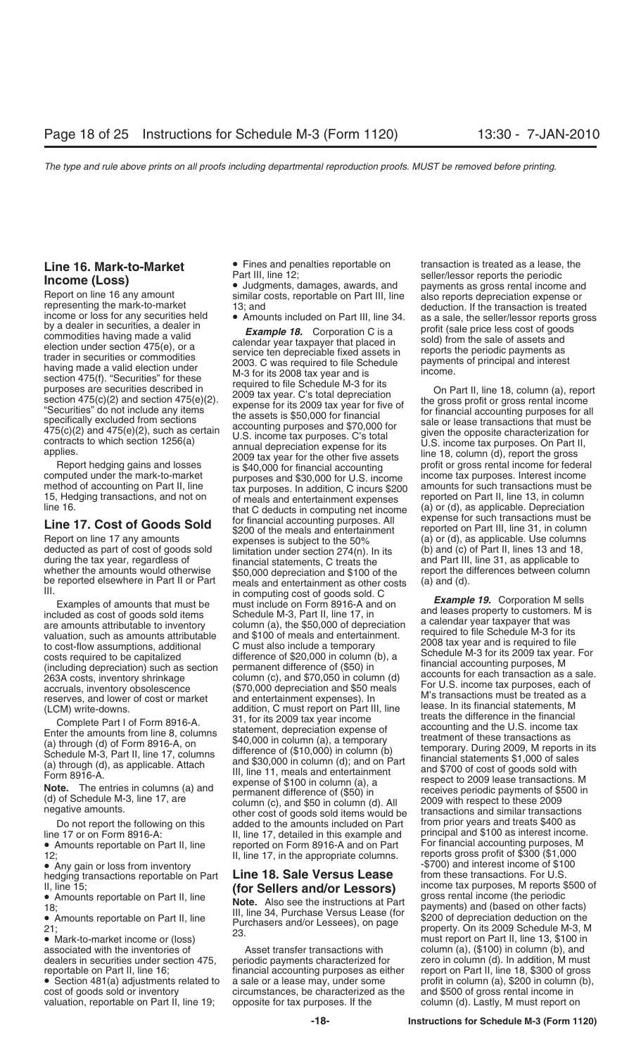**Line 16. Mark-to-Market Income (Loss)**

Report on line 16 any amount representing the mark-to-market income or loss for any securities held by a dealer in securities, a dealer in commodities having made a valid election under section 475(e), or a trader in securities or commodities having made a valid election under section 475(f). "Securities" for these purposes are securities described in section 475(c)(2) and section 475(e)(2). "Securities" do not include any items specifically excluded from sections 475(c)(2) and 475(e)(2), such as certain contracts to which section 1256(a) applies.

Report hedging gains and losses computed under the mark-to-market method of accounting on Part II, line 15, Hedging transactions, and not on line 16.

**Line 17. Cost of Goods Sold**

Report on line 17 any amounts deducted as part of cost of goods sold during the tax year, regardless of whether the amounts would otherwise be reported elsewhere in Part II or Part III.

Examples of amounts that must be included as cost of goods sold items are amounts attributable to inventory valuation, such as amounts attributable to cost-flow assumptions, additional costs required to be capitalized (including depreciation) such as section 263A costs, inventory shrinkage accruals, inventory obsolescence reserves, and lower of cost or market (LCM) write-downs.

Complete Part I of Form 8916-A. Enter the amounts from line 8, columns (a) through (d) of Form 8916-A, on Schedule M-3, Part II, line 17, columns (a) through (d), as applicable. Attach Form 8916-A.

**Note.** The entries in columns (a) and (d) of Schedule M-3, line 17, are negative amounts.

Do not report the following on this line 17 or on Form 8916-A:

- Amounts reportable on Part II, line 12;
- Any gain or loss from inventory hedging transactions reportable on Part II, line 15;
- Amounts reportable on Part II, line 18;
- Amounts reportable on Part II, line 21;
- Mark-to-market income or (loss) associated with the inventories of dealers in securities under section 475, reportable on Part II, line 16;
- Section 481(a) adjustments related to cost of goods sold or inventory valuation, reportable on Part II, line 19;
- Fines and penalties reportable on Part III, line 12;
- Judgments, damages, awards, and similar costs, reportable on Part III, line 13; and
- Amounts included on Part III, line 34.

***Example 18.*** Corporation C is a calendar year taxpayer that placed in service ten depreciable fixed assets in 2003. C was required to file Schedule M-3 for its 2008 tax year and is required to file Schedule M-3 for its 2009 tax year. C's total depreciation expense for its 2009 tax year for five of the assets is $50,000 for financial accounting purposes and $70,000 for U.S. income tax purposes. C's total annual depreciation expense for its 2009 tax year for the other five assets is $40,000 for financial accounting purposes and $30,000 for U.S. income tax purposes. In addition, C incurs $200 of meals and entertainment expenses that C deducts in computing net income for financial accounting purposes. All $200 of the meals and entertainment expenses is subject to the 50% limitation under section 274(n). In its financial statements, C treats the $50,000 depreciation and $100 of the meals and entertainment as other costs in computing cost of goods sold. C must include on Form 8916-A and on Schedule M-3, Part II, line 17, in column (a), the $50,000 of depreciation and $100 of meals and entertainment. C must also include a temporary difference of $20,000 in column (b), a permanent difference of ($50) in column (c), and $70,050 in column (d) ($70,000 depreciation and $50 meals and entertainment expenses). In addition, C must report on Part III, line 31, for its 2009 tax year income statement, depreciation expense of $40,000 in column (a), a temporary difference of ($10,000) in column (b) and $30,000 in column (d); and on Part III, line 11, meals and entertainment expense of $100 in column (a), a permanent difference of ($50) in column (c), and $50 in column (d). All other cost of goods sold items would be added to the amounts included on Part II, line 17, detailed in this example and reported on Form 8916-A and on Part II, line 17, in the appropriate columns.

**Line 18. Sale Versus Lease (for Sellers and/or Lessors)**

**Note.** Also see the instructions at Part III, line 34, Purchase Versus Lease (for Purchasers and/or Lessees), on page 23.

Asset transfer transactions with periodic payments characterized for financial accounting purposes as either a sale or a lease may, under some circumstances, be characterized as the opposite for tax purposes. If the transaction is treated as a lease, the seller/lessor reports the periodic payments as gross rental income and also reports depreciation expense or deduction. If the transaction is treated as a sale, the seller/lessor reports gross profit (sale price less cost of goods sold) from the sale of assets and reports the periodic payments as payments of principal and interest income.

On Part II, line 18, column (a), report the gross profit or gross rental income for financial accounting purposes for all sale or lease transactions that must be given the opposite characterization for U.S. income tax purposes. On Part II, line 18, column (d), report the gross profit or gross rental income for federal income tax purposes. Interest income amounts for such transactions must be reported on Part II, line 13, in column (a) or (d), as applicable. Depreciation expense for such transactions must be reported on Part III, line 31, in column (a) or (d), as applicable. Use columns (b) and (c) of Part II, lines 13 and 18, and Part III, line 31, as applicable to report the differences between column (a) and (d).

***Example 19.*** Corporation M sells and leases property to customers. M is a calendar year taxpayer that was required to file Schedule M-3 for its 2008 tax year and is required to file Schedule M-3 for its 2009 tax year. For financial accounting purposes, M accounts for each transaction as a sale. For U.S. income tax purposes, each of M's transactions must be treated as a lease. In its financial statements, M treats the difference in the financial accounting and the U.S. income tax treatment of these transactions as temporary. During 2009, M reports in its financial statements $1,000 of sales and $700 of cost of goods sold with respect to 2009 lease transactions. M receives periodic payments of $500 in 2009 with respect to these 2009 transactions and similar transactions from prior years and treats $400 as principal and $100 as interest income. For financial accounting purposes, M reports gross profit of $300 ($1,000 -$700) and interest income of $100 from these transactions. For U.S. income tax purposes, M reports $500 of gross rental income (the periodic payments) and (based on other facts) $200 of depreciation deduction on the property. On its 2009 Schedule M-3, M must report on Part II, line 13, $100 in column (a), ($100) in column (b), and zero in column (d). In addition, M must report on Part II, line 18, $300 of gross profit in column (a), $200 in column (b), and $500 of gross rental income in column (d). Lastly, M must report on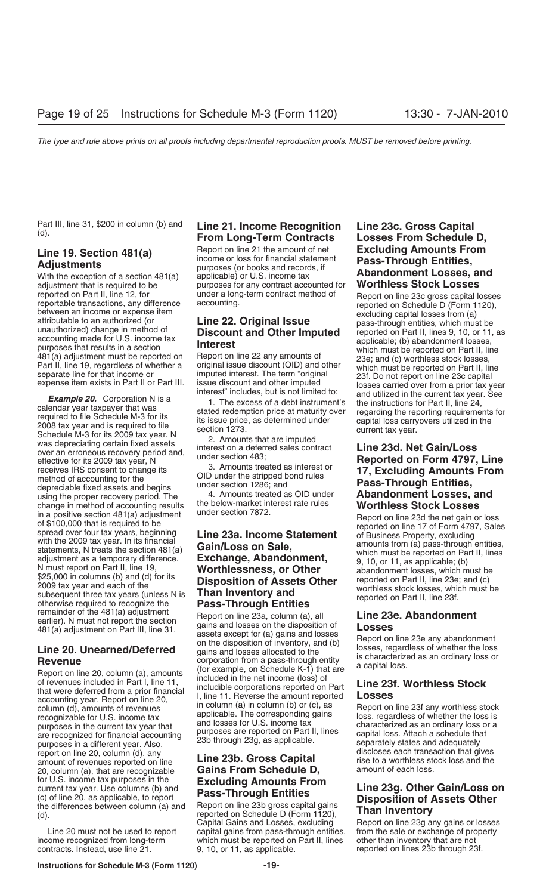Part III, line 31, $200 in column (b) and (d).

### Line 19. Section 481(a) Adjustments

With the exception of a section 481(a) adjustment that is required to be reported on Part II, line 12, for reportable transactions, any difference between an income or expense item attributable to an authorized (or unauthorized) change in method of accounting made for U.S. income tax purposes that results in a section 481(a) adjustment must be reported on Part II, line 19, regardless of whether a separate line for that income or expense item exists in Part II or Part III.

***Example 20.*** Corporation N is a calendar year taxpayer that was required to file Schedule M-3 for its 2008 tax year and is required to file Schedule M-3 for its 2009 tax year. N was depreciating certain fixed assets over an erroneous recovery period and, effective for its 2009 tax year, N receives IRS consent to change its method of accounting for the depreciable fixed assets and begins using the proper recovery period. The change in method of accounting results in a positive section 481(a) adjustment of $100,000 that is required to be spread over four tax years, beginning with the 2009 tax year. In its financial statements, N treats the section 481(a) adjustment as a temporary difference. N must report on Part II, line 19, $25,000 in columns (b) and (d) for its 2009 tax year and each of the subsequent three tax years (unless N is otherwise required to recognize the remainder of the 481(a) adjustment earlier). N must not report the section 481(a) adjustment on Part III, line 31.

### Line 20. Unearned/Deferred Revenue

Report on line 20, column (a), amounts of revenues included in Part I, line 11, that were deferred from a prior financial accounting year. Report on line 20, column (d), amounts of revenues recognizable for U.S. income tax purposes in the current tax year that are recognized for financial accounting purposes in a different year. Also, report on line 20, column (d), any amount of revenues reported on line 20, column (a), that are recognizable for U.S. income tax purposes in the current tax year. Use columns (b) and (c) of line 20, as applicable, to report the differences between column (a) and (d).

Line 20 must not be used to report income recognized from long-term contracts. Instead, use line 21.

### Line 21. Income Recognition From Long-Term Contracts

Report on line 21 the amount of net income or loss for financial statement purposes (or books and records, if applicable) or U.S. income tax purposes for any contract accounted for under a long-term contract method of accounting.

### Line 22. Original Issue Discount and Other Imputed Interest

Report on line 22 any amounts of original issue discount (OID) and other imputed interest. The term "original issue discount and other imputed interest" includes, but is not limited to:

1. The excess of a debt instrument's stated redemption price at maturity over its issue price, as determined under section 1273.
2. Amounts that are imputed interest on a deferred sales contract under section 483;
3. Amounts treated as interest or OID under the stripped bond rules under section 1286; and
4. Amounts treated as OID under the below-market interest rate rules under section 7872.

### Line 23a. Income Statement Gain/Loss on Sale, Exchange, Abandonment, Worthlessness, or Other Disposition of Assets Other Than Inventory and Pass-Through Entities

Report on line 23a, column (a), all gains and losses on the disposition of assets except for (a) gains and losses on the disposition of inventory, and (b) gains and losses allocated to the corporation from a pass-through entity (for example, on Schedule K-1) that are included in the net income (loss) of includible corporations reported on Part I, line 11. Reverse the amount reported in column (a) in column (b) or (c), as applicable. The corresponding gains and losses for U.S. income tax purposes are reported on Part II, lines 23b through 23g, as applicable.

### Line 23b. Gross Capital Gains From Schedule D, Excluding Amounts From Pass-Through Entities

Report on line 23b gross capital gains reported on Schedule D (Form 1120), Capital Gains and Losses, excluding capital gains from pass-through entities, which must be reported on Part II, lines 9, 10, or 11, as applicable.

### Line 23c. Gross Capital Losses From Schedule D, Excluding Amounts From Pass-Through Entities, Abandonment Losses, and Worthless Stock Losses

Report on line 23c gross capital losses reported on Schedule D (Form 1120), excluding capital losses from (a) pass-through entities, which must be reported on Part II, lines 9, 10, or 11, as applicable; (b) abandonment losses, which must be reported on Part II, line 23e; and (c) worthless stock losses, which must be reported on Part II, line 23f. Do not report on line 23c capital losses carried over from a prior tax year and utilized in the current tax year. See the instructions for Part II, line 24, regarding the reporting requirements for capital loss carryovers utilized in the current tax year.

### Line 23d. Net Gain/Loss Reported on Form 4797, Line 17, Excluding Amounts From Pass-Through Entities, Abandonment Losses, and Worthless Stock Losses

Report on line 23d the net gain or loss reported on line 17 of Form 4797, Sales of Business Property, excluding amounts from (a) pass-through entities, which must be reported on Part II, lines 9, 10, or 11, as applicable; (b) abandonment losses, which must be reported on Part II, line 23e; and (c) worthless stock losses, which must be reported on Part II, line 23f.

### Line 23e. Abandonment Losses

Report on line 23e any abandonment losses, regardless of whether the loss is characterized as an ordinary loss or a capital loss.

### Line 23f. Worthless Stock Losses

Report on line 23f any worthless stock loss, regardless of whether the loss is characterized as an ordinary loss or capital loss. Attach a schedule that separately states and adequately discloses each transaction that gives rise to a worthless stock loss and the amount of each loss.

### Line 23g. Other Gain/Loss on Disposition of Assets Other Than Inventory

Report on line 23g any gains or losses from the sale or exchange of property other than inventory that are not reported on lines 23b through 23f.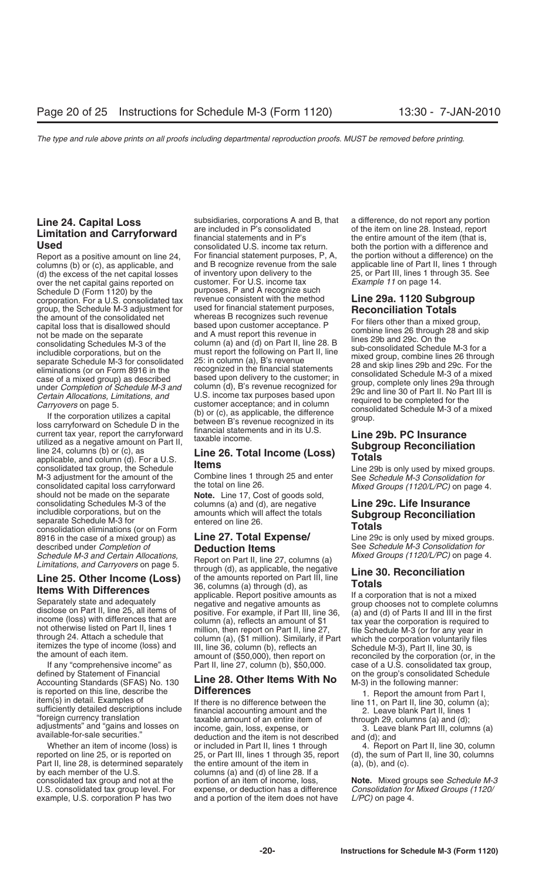## Line 24. Capital Loss Limitation and Carryforward Used

Report as a positive amount on line 24, columns (b) or (c), as applicable, and (d) the excess of the net capital losses over the net capital gains reported on Schedule D (Form 1120) by the corporation. For a U.S. consolidated tax group, the Schedule M-3 adjustment for the amount of the consolidated net capital loss that is disallowed should not be made on the separate consolidating Schedules M-3 of the includible corporations, but on the separate Schedule M-3 for consolidated eliminations (or on Form 8916 in the case of a mixed group) as described under *Completion of Schedule M-3 and Certain Allocations, Limitations, and Carryovers* on page 5.

If the corporation utilizes a capital loss carryforward on Schedule D in the current tax year, report the carryforward utilized as a negative amount on Part II, line 24, columns (b) or (c), as applicable, and column (d). For a U.S. consolidated tax group, the Schedule M-3 adjustment for the amount of the consolidated capital loss carryforward should not be made on the separate consolidating Schedules M-3 of the includible corporations, but on the separate Schedule M-3 for consolidation eliminations (or on Form 8916 in the case of a mixed group) as described under *Completion of Schedule M-3 and Certain Allocations, Limitations, and Carryovers* on page 5.

## Line 25. Other Income (Loss) Items With Differences

Separately state and adequately disclose on Part II, line 25, all items of income (loss) with differences that are not otherwise listed on Part II, lines 1 through 24. Attach a schedule that itemizes the type of income (loss) and the amount of each item.

If any "comprehensive income" as defined by Statement of Financial Accounting Standards (SFAS) No. 130 is reported on this line, describe the item(s) in detail. Examples of sufficiently detailed descriptions include "foreign currency translation adjustments" and "gains and losses on available-for-sale securities."

Whether an item of income (loss) is reported on line 25, or is reported on Part II, line 28, is determined separately by each member of the U.S. consolidated tax group and not at the U.S. consolidated tax group level. For example, U.S. corporation P has two subsidiaries, corporations A and B, that are included in P's consolidated financial statements and in P's consolidated U.S. income tax return. For financial statement purposes, P, A, and B recognize revenue from the sale of inventory upon delivery to the customer. For U.S. income tax purposes, P and A recognize such revenue consistent with the method used for financial statement purposes, whereas B recognizes such revenue based upon customer acceptance. P and A must report this revenue in column (a) and (d) on Part II, line 28. B must report the following on Part II, line 25: in column (a), B's revenue recognized in the financial statements based upon delivery to the customer; in column (d), B's revenue recognized for U.S. income tax purposes based upon customer acceptance; and in column (b) or (c), as applicable, the difference between B's revenue recognized in its financial statements and in its U.S. taxable income.

## Line 26. Total Income (Loss) Items

Combine lines 1 through 25 and enter the total on line 26.

**Note.** Line 17, Cost of goods sold, columns (a) and (d), are negative amounts which will affect the totals entered on line 26.

## Line 27. Total Expense/ Deduction Items

Report on Part II, line 27, columns (a) through (d), as applicable, the negative of the amounts reported on Part III, line 36, columns (a) through (d), as applicable. Report positive amounts as negative and negative amounts as positive. For example, if Part III, line 36, column (a), reflects an amount of $1 million, then report on Part II, line 27, column (a), ($1 million). Similarly, if Part III, line 36, column (b), reflects an amount of ($50,000), then report on Part II, line 27, column (b), $50,000.

## Line 28. Other Items With No Differences

If there is no difference between the financial accounting amount and the taxable amount of an entire item of income, gain, loss, expense, or deduction and the item is not described or included in Part II, lines 1 through 25, or Part III, lines 1 through 35, report the entire amount of the item in columns (a) and (d) of line 28. If a portion of an item of income, loss, expense, or deduction has a difference and a portion of the item does not have a difference, do not report any portion of the item on line 28. Instead, report the entire amount of the item (that is, both the portion with a difference and the portion without a difference) on the applicable line of Part II, lines 1 through 25, or Part III, lines 1 through 35. See *Example 11* on page 14.

## Line 29a. 1120 Subgroup Reconciliation Totals

For filers other than a mixed group, combine lines 26 through 28 and skip lines 29b and 29c. On the sub-consolidated Schedule M-3 for a mixed group, combine lines 26 through 28 and skip lines 29b and 29c. For the consolidated Schedule M-3 of a mixed group, complete only lines 29a through 29c and line 30 of Part II. No Part III is required to be completed for the consolidated Schedule M-3 of a mixed group.

## Line 29b. PC Insurance Subgroup Reconciliation Totals

Line 29b is only used by mixed groups. See *Schedule M-3 Consolidation for Mixed Groups (1120/L/PC)* on page 4.

## Line 29c. Life Insurance Subgroup Reconciliation Totals

Line 29c is only used by mixed groups. See *Schedule M-3 Consolidation for Mixed Groups (1120/L/PC)* on page 4.

## Line 30. Reconciliation Totals

If a corporation that is not a mixed group chooses not to complete columns (a) and (d) of Parts II and III in the first tax year the corporation is required to file Schedule M-3 (or for any year in which the corporation voluntarily files Schedule M-3), Part II, line 30, is reconciled by the corporation (or, in the case of a U.S. consolidated tax group, on the group's consolidated Schedule M-3) in the following manner:

1. Report the amount from Part I, line 11, on Part II, line 30, column (a);
2. Leave blank Part II, lines 1 through 29, columns (a) and (d);
3. Leave blank Part III, columns (a) and (d); and
4. Report on Part II, line 30, column (d), the sum of Part II, line 30, columns (a), (b), and (c).

**Note.** Mixed groups see *Schedule M-3 Consolidation for Mixed Groups (1120/L/PC)* on page 4.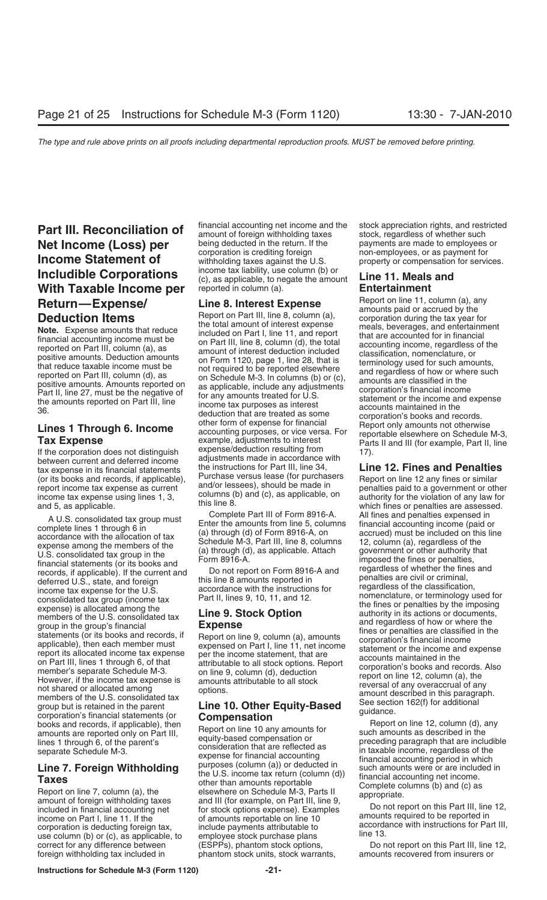## Part III. Reconciliation of Net Income (Loss) per Income Statement of Includible Corporations With Taxable Income per Return—Expense/Deduction Items

**Note.** Expense amounts that reduce financial accounting income must be reported on Part III, column (a), as positive amounts. Deduction amounts that reduce taxable income must be reported on Part III, column (d), as positive amounts. Amounts reported on Part II, line 27, must be the negative of the amounts reported on Part III, line 36.

### Lines 1 Through 6. Income Tax Expense

If the corporation does not distinguish between current and deferred income tax expense in its financial statements (or its books and records, if applicable), report income tax expense as current income tax expense using lines 1, 3, and 5, as applicable.

A U.S. consolidated tax group must complete lines 1 through 6 in accordance with the allocation of tax expense among the members of the U.S. consolidated tax group in the financial statements (or its books and records, if applicable). If the current and deferred U.S., state, and foreign income tax expense for the U.S. consolidated tax group (income tax expense) is allocated among the members of the U.S. consolidated tax group in the group's financial statements (or its books and records, if applicable), then each member must report its allocated income tax expense on Part III, lines 1 through 6, of that member's separate Schedule M-3. However, if the income tax expense is not shared or allocated among members of the U.S. consolidated tax group but is retained in the parent corporation's financial statements (or books and records, if applicable), then amounts are reported only on Part III, lines 1 through 6, of the parent's separate Schedule M-3.

### Line 7. Foreign Withholding Taxes

Report on line 7, column (a), the amount of foreign withholding taxes included in financial accounting net income on Part I, line 11. If the corporation is deducting foreign tax, use column (b) or (c), as applicable, to correct for any difference between foreign withholding tax included in financial accounting net income and the amount of foreign withholding taxes being deducted in the return. If the corporation is crediting foreign withholding taxes against the U.S. income tax liability, use column (b) or (c), as applicable, to negate the amount reported in column (a).

### Line 8. Interest Expense

Report on Part III, line 8, column (a), the total amount of interest expense included on Part I, line 11, and report on Part III, line 8, column (d), the total amount of interest deduction included on Form 1120, page 1, line 28, that is not required to be reported elsewhere on Schedule M-3. In columns (b) or (c), as applicable, include any adjustments for any amounts treated for U.S. income tax purposes as interest deduction that are treated as some other form of expense for financial accounting purposes, or vice versa. For example, adjustments to interest expense/deduction resulting from adjustments made in accordance with the instructions for Part III, line 34, Purchase versus lease (for purchasers and/or lessees), should be made in columns (b) and (c), as applicable, on this line 8.

Complete Part III of Form 8916-A. Enter the amounts from line 5, columns (a) through (d) of Form 8916-A, on Schedule M-3, Part III, line 8, columns (a) through (d), as applicable. Attach Form 8916-A.

Do not report on Form 8916-A and this line 8 amounts reported in accordance with the instructions for Part II, lines 9, 10, 11, and 12.

### Line 9. Stock Option Expense

Report on line 9, column (a), amounts expensed on Part I, line 11, net income per the income statement, that are attributable to all stock options. Report on line 9, column (d), deduction amounts attributable to all stock options.

### Line 10. Other Equity-Based Compensation

Report on line 10 any amounts for equity-based compensation or consideration that are reflected as expense for financial accounting purposes (column (a)) or deducted in the U.S. income tax return (column (d)) other than amounts reportable elsewhere on Schedule M-3, Parts II and III (for example, on Part III, line 9, for stock options expense). Examples of amounts reportable on line 10 include payments attributable to employee stock purchase plans (ESPPs), phantom stock options, phantom stock units, stock warrants, stock appreciation rights, and restricted stock, regardless of whether such payments are made to employees or non-employees, or as payment for property or compensation for services.

### Line 11. Meals and Entertainment

Report on line 11, column (a), any amounts paid or accrued by the corporation during the tax year for meals, beverages, and entertainment that are accounted for in financial accounting income, regardless of the classification, nomenclature, or terminology used for such amounts, and regardless of how or where such amounts are classified in the corporation's financial income statement or the income and expense accounts maintained in the corporation's books and records. Report only amounts not otherwise reportable elsewhere on Schedule M-3, Parts II and III (for example, Part II, line 17).

### Line 12. Fines and Penalties

Report on line 12 any fines or similar penalties paid to a government or other authority for the violation of any law for which fines or penalties are assessed. All fines and penalties expensed in financial accounting income (paid or accrued) must be included on this line 12, column (a), regardless of the government or other authority that imposed the fines or penalties, regardless of whether the fines and penalties are civil or criminal, regardless of the classification, nomenclature, or terminology used for the fines or penalties by the imposing authority in its actions or documents, and regardless of how or where the fines or penalties are classified in the corporation's financial income statement or the income and expense accounts maintained in the corporation's books and records. Also report on line 12, column (a), the reversal of any overaccrual of any amount described in this paragraph. See section 162(f) for additional guidance.

Report on line 12, column (d), any such amounts as described in the preceding paragraph that are includible in taxable income, regardless of the financial accounting period in which such amounts were or are included in financial accounting net income. Complete columns (b) and (c) as appropriate.

Do not report on this Part III, line 12, amounts required to be reported in accordance with instructions for Part III, line 13.

Do not report on this Part III, line 12, amounts recovered from insurers or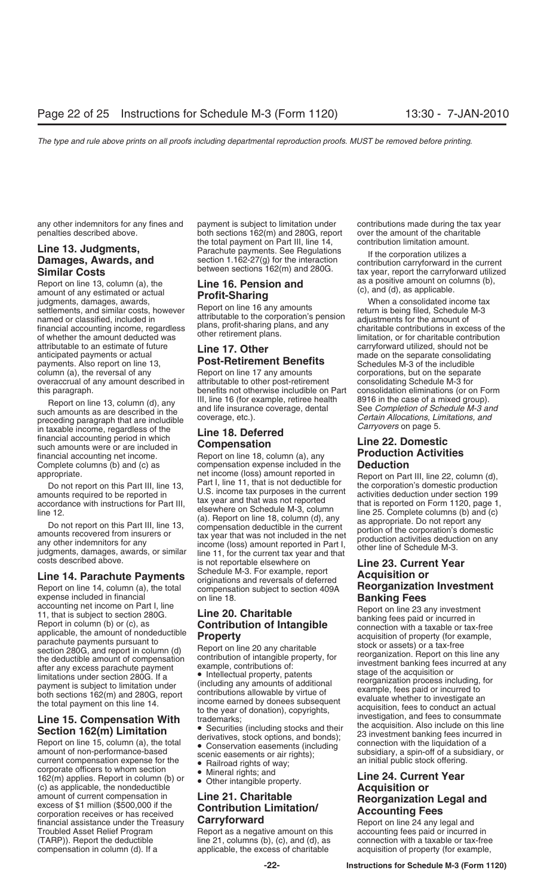any other indemnitors for any fines and penalties described above.

### Line 13. Judgments, Damages, Awards, and Similar Costs

Report on line 13, column (a), the amount of any estimated or actual judgments, damages, awards, settlements, and similar costs, however named or classified, included in financial accounting income, regardless of whether the amount deducted was attributable to an estimate of future anticipated payments or actual payments. Also report on line 13, column (a), the reversal of any overaccrual of any amount described in this paragraph.

Report on line 13, column (d), any such amounts as are described in the preceding paragraph that are includible in taxable income, regardless of the financial accounting period in which such amounts were or are included in financial accounting net income. Complete columns (b) and (c) as appropriate.

Do not report on this Part III, line 13, amounts required to be reported in accordance with instructions for Part III, line 12.

Do not report on this Part III, line 13, amounts recovered from insurers or any other indemnitors for any judgments, damages, awards, or similar costs described above.

### Line 14. Parachute Payments

Report on line 14, column (a), the total expense included in financial accounting net income on Part I, line 11, that is subject to section 280G. Report in column (b) or (c), as applicable, the amount of nondeductible parachute payments pursuant to section 280G, and report in column (d) the deductible amount of compensation after any excess parachute payment limitations under section 280G. If a payment is subject to limitation under both sections 162(m) and 280G, report the total payment on this line 14.

### Line 15. Compensation With Section 162(m) Limitation

Report on line 15, column (a), the total amount of non-performance-based current compensation expense for the corporate officers to whom section 162(m) applies. Report in column (b) or (c) as applicable, the nondeductible amount of current compensation in excess of $1 million ($500,000 if the corporation receives or has received financial assistance under the Treasury Troubled Asset Relief Program (TARP)). Report the deductible compensation in column (d). If a payment is subject to limitation under both sections 162(m) and 280G, report the total payment on Part III, line 14, Parachute payments. See Regulations section 1.162-27(g) for the interaction between sections 162(m) and 280G.

### Line 16. Pension and Profit-Sharing

Report on line 16 any amounts attributable to the corporation's pension plans, profit-sharing plans, and any other retirement plans.

### Line 17. Other Post-Retirement Benefits

Report on line 17 any amounts attributable to other post-retirement benefits not otherwise includible on Part III, line 16 (for example, retiree health and life insurance coverage, dental coverage, etc.).

### Line 18. Deferred Compensation

Report on line 18, column (a), any compensation expense included in the net income (loss) amount reported in Part I, line 11, that is not deductible for U.S. income tax purposes in the current tax year and that was not reported elsewhere on Schedule M-3, column (a). Report on line 18, column (d), any compensation deductible in the current tax year that was not included in the net income (loss) amount reported in Part I, line 11, for the current tax year and that is not reportable elsewhere on Schedule M-3. For example, report originations and reversals of deferred compensation subject to section 409A on line 18.

### Line 20. Charitable Contribution of Intangible Property

Report on line 20 any charitable contribution of intangible property, for example, contributions of:

- Intellectual property, patents (including any amounts of additional contributions allowable by virtue of income earned by donees subsequent to the year of donation), copyrights, trademarks;
- Securities (including stocks and their derivatives, stock options, and bonds);
- Conservation easements (including scenic easements or air rights);
- Railroad rights of way;
- Mineral rights; and
- Other intangible property.

### Line 21. Charitable Contribution Limitation/Carryforward

Report as a negative amount on this line 21, columns (b), (c), and (d), as applicable, the excess of charitable contributions made during the tax year over the amount of the charitable contribution limitation amount.

If the corporation utilizes a contribution carryforward in the current tax year, report the carryforward utilized as a positive amount on columns (b), (c), and (d), as applicable.

When a consolidated income tax return is being filed, Schedule M-3 adjustments for the amount of charitable contributions in excess of the limitation, or for charitable contribution carryforward utilized, should not be made on the separate consolidating Schedules M-3 of the includible corporations, but on the separate consolidating Schedule M-3 for consolidation eliminations (or on Form 8916 in the case of a mixed group). See *Completion of Schedule M-3 and Certain Allocations, Limitations, and Carryovers* on page 5.

### Line 22. Domestic Production Activities Deduction

Report on Part III, line 22, column (d), the corporation's domestic production activities deduction under section 199 that is reported on Form 1120, page 1, line 25. Complete columns (b) and (c) as appropriate. Do not report any portion of the corporation's domestic production activities deduction on any other line of Schedule M-3.

### Line 23. Current Year Acquisition or Reorganization Investment Banking Fees

Report on line 23 any investment banking fees paid or incurred in connection with a taxable or tax-free acquisition of property (for example, stock or assets) or a tax-free reorganization. Report on this line any investment banking fees incurred at any stage of the acquisition or reorganization process including, for example, fees paid or incurred to evaluate whether to investigate an acquisition, fees to conduct an actual investigation, and fees to consummate the acquisition. Also include on this line 23 investment banking fees incurred in connection with the liquidation of a subsidiary, a spin-off of a subsidiary, or an initial public stock offering.

### Line 24. Current Year Acquisition or Reorganization Legal and Accounting Fees

Report on line 24 any legal and accounting fees paid or incurred in connection with a taxable or tax-free acquisition of property (for example,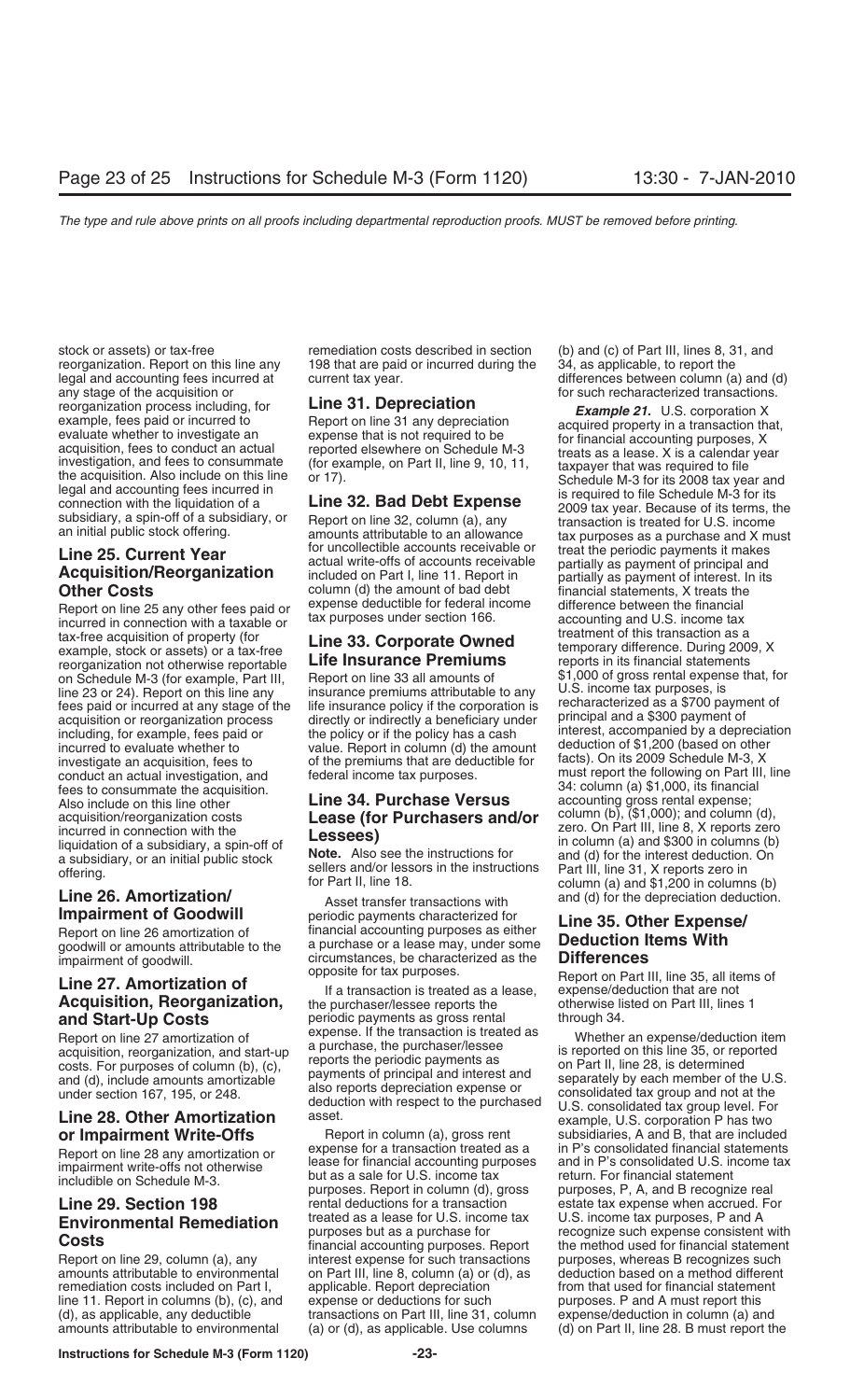stock or assets) or tax-free reorganization. Report on this line any legal and accounting fees incurred at any stage of the acquisition or reorganization process including, for example, fees paid or incurred to evaluate whether to investigate an acquisition, fees to conduct an actual investigation, and fees to consummate the acquisition. Also include on this line legal and accounting fees incurred in connection with the liquidation of a subsidiary, a spin-off of a subsidiary, or an initial public stock offering.

## Line 25. Current Year Acquisition/Reorganization Other Costs

Report on line 25 any other fees paid or incurred in connection with a taxable or tax-free acquisition of property (for example, stock or assets) or a tax-free reorganization not otherwise reportable on Schedule M-3 (for example, Part III, line 23 or 24). Report on this line any fees paid or incurred at any stage of the acquisition or reorganization process including, for example, fees paid or incurred to evaluate whether to investigate an acquisition, fees to conduct an actual investigation, and fees to consummate the acquisition. Also include on this line other acquisition/reorganization costs incurred in connection with the liquidation of a subsidiary, a spin-off of a subsidiary, or an initial public stock offering.

## Line 26. Amortization/Impairment of Goodwill

Report on line 26 amortization of goodwill or amounts attributable to the impairment of goodwill.

## Line 27. Amortization of Acquisition, Reorganization, and Start-Up Costs

Report on line 27 amortization of acquisition, reorganization, and start-up costs. For purposes of column (b), (c), and (d), include amounts amortizable under section 167, 195, or 248.

## Line 28. Other Amortization or Impairment Write-Offs

Report on line 28 any amortization or impairment write-offs not otherwise includible on Schedule M-3.

## Line 29. Section 198 Environmental Remediation Costs

Report on line 29, column (a), any amounts attributable to environmental remediation costs included on Part I, line 11. Report in columns (b), (c), and (d), as applicable, any deductible amounts attributable to environmental remediation costs described in section 198 that are paid or incurred during the current tax year.

## Line 31. Depreciation

Report on line 31 any depreciation expense that is not required to be reported elsewhere on Schedule M-3 (for example, on Part II, line 9, 10, 11, or 17).

## Line 32. Bad Debt Expense

Report on line 32, column (a), any amounts attributable to an allowance for uncollectible accounts receivable or actual write-offs of accounts receivable included on Part I, line 11. Report in column (d) the amount of bad debt expense deductible for federal income tax purposes under section 166.

## Line 33. Corporate Owned Life Insurance Premiums

Report on line 33 all amounts of insurance premiums attributable to any life insurance policy if the corporation is directly or indirectly a beneficiary under the policy or if the policy has a cash value. Report in column (d) the amount of the premiums that are deductible for federal income tax purposes.

## Line 34. Purchase Versus Lease (for Purchasers and/or Lessees)

**Note.** Also see the instructions for sellers and/or lessors in the instructions for Part II, line 18.

Asset transfer transactions with periodic payments characterized for financial accounting purposes as either a purchase or a lease may, under some circumstances, be characterized as the opposite for tax purposes.

If a transaction is treated as a lease, the purchaser/lessee reports the periodic payments as gross rental expense. If the transaction is treated as a purchase, the purchaser/lessee reports the periodic payments as payments of principal and interest and also reports depreciation expense or deduction with respect to the purchased asset.

Report in column (a), gross rent expense for a transaction treated as a lease for financial accounting purposes but as a sale for U.S. income tax purposes. Report in column (d), gross rental deductions for a transaction treated as a lease for U.S. income tax purposes but as a purchase for financial accounting purposes. Report interest expense for such transactions on Part III, line 8, column (a) or (d), as applicable. Report depreciation expense or deductions for such transactions on Part III, line 31, column (a) or (d), as applicable. Use columns (b) and (c) of Part III, lines 8, 31, and 34, as applicable, to report the differences between column (a) and (d) for such recharacterized transactions.

***Example 21.*** U.S. corporation X acquired property in a transaction that, for financial accounting purposes, X treats as a lease. X is a calendar year taxpayer that was required to file Schedule M-3 for its 2008 tax year and is required to file Schedule M-3 for its 2009 tax year. Because of its terms, the transaction is treated for U.S. income tax purposes as a purchase and X must treat the periodic payments it makes partially as payment of principal and partially as payment of interest. In its financial statements, X treats the difference between the financial accounting and U.S. income tax treatment of this transaction as a temporary difference. During 2009, X reports in its financial statements $1,000 of gross rental expense that, for U.S. income tax purposes, is recharacterized as a $700 payment of principal and a $300 payment of interest, accompanied by a depreciation deduction of $1,200 (based on other facts). On its 2009 Schedule M-3, X must report the following on Part III, line 34: column (a) $1,000, its financial accounting gross rental expense; column (b), ($1,000); and column (d), zero. On Part III, line 8, X reports zero in column (a) and $300 in columns (b) and (d) for the interest deduction. On Part III, line 31, X reports zero in column (a) and $1,200 in columns (b) and (d) for the depreciation deduction.

## Line 35. Other Expense/Deduction Items With Differences

Report on Part III, line 35, all items of expense/deduction that are not otherwise listed on Part III, lines 1 through 34.

Whether an expense/deduction item is reported on this line 35, or reported on Part II, line 28, is determined separately by each member of the U.S. consolidated tax group and not at the U.S. consolidated tax group level. For example, U.S. corporation P has two subsidiaries, A and B, that are included in P's consolidated financial statements and in P's consolidated U.S. income tax return. For financial statement purposes, P, A, and B recognize real estate tax expense when accrued. For U.S. income tax purposes, P and A recognize such expense consistent with the method used for financial statement purposes, whereas B recognizes such deduction based on a method different from that used for financial statement purposes. P and A must report this expense/deduction in column (a) and (d) on Part II, line 28. B must report the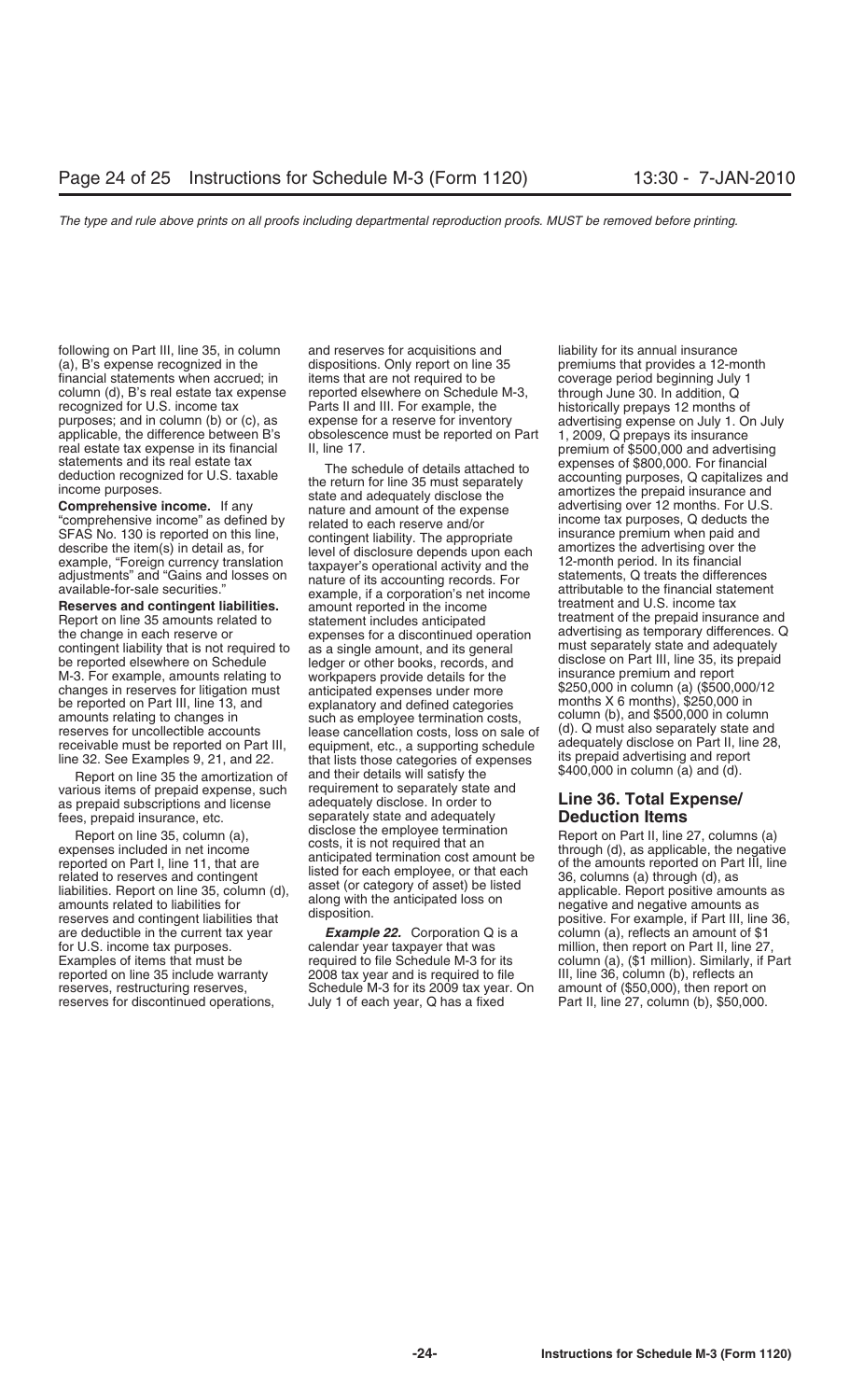following on Part III, line 35, in column (a), B's expense recognized in the financial statements when accrued; in column (d), B's real estate tax expense recognized for U.S. income tax purposes; and in column (b) or (c), as applicable, the difference between B's real estate tax expense in its financial statements and its real estate tax deduction recognized for U.S. taxable income purposes.

**Comprehensive income.** If any "comprehensive income" as defined by SFAS No. 130 is reported on this line, describe the item(s) in detail as, for example, "Foreign currency translation adjustments" and "Gains and losses on available-for-sale securities."

**Reserves and contingent liabilities.** Report on line 35 amounts related to the change in each reserve or contingent liability that is not required to be reported elsewhere on Schedule M-3. For example, amounts relating to changes in reserves for litigation must be reported on Part III, line 13, and amounts relating to changes in reserves for uncollectible accounts receivable must be reported on Part III, line 32. See Examples 9, 21, and 22.

Report on line 35 the amortization of various items of prepaid expense, such as prepaid subscriptions and license fees, prepaid insurance, etc.

Report on line 35, column (a), expenses included in net income reported on Part I, line 11, that are related to reserves and contingent liabilities. Report on line 35, column (d), amounts related to liabilities for reserves and contingent liabilities that are deductible in the current tax year for U.S. income tax purposes. Examples of items that must be reported on line 35 include warranty reserves, restructuring reserves, reserves for discontinued operations, and reserves for acquisitions and dispositions. Only report on line 35 items that are not required to be reported elsewhere on Schedule M-3, Parts II and III. For example, the expense for a reserve for inventory obsolescence must be reported on Part II, line 17.

The schedule of details attached to the return for line 35 must separately state and adequately disclose the nature and amount of the expense related to each reserve and/or contingent liability. The appropriate level of disclosure depends upon each taxpayer's operational activity and the nature of its accounting records. For example, if a corporation's net income amount reported in the income statement includes anticipated expenses for a discontinued operation as a single amount, and its general ledger or other books, records, and workpapers provide details for the anticipated expenses under more explanatory and defined categories such as employee termination costs, lease cancellation costs, loss on sale of equipment, etc., a supporting schedule that lists those categories of expenses and their details will satisfy the requirement to separately state and adequately disclose. In order to separately state and adequately disclose the employee termination costs, it is not required that an anticipated termination cost amount be listed for each employee, or that each asset (or category of asset) be listed along with the anticipated loss on disposition.

***Example 22.*** Corporation Q is a calendar year taxpayer that was required to file Schedule M-3 for its 2008 tax year and is required to file Schedule M-3 for its 2009 tax year. On July 1 of each year, Q has a fixed liability for its annual insurance premiums that provides a 12-month coverage period beginning July 1 through June 30. In addition, Q historically prepays 12 months of advertising expense on July 1. On July 1, 2009, Q prepays its insurance premium of \$500,000 and advertising expenses of \$800,000. For financial accounting purposes, Q capitalizes and amortizes the prepaid insurance and advertising over 12 months. For U.S. income tax purposes, Q deducts the insurance premium when paid and amortizes the advertising over the 12-month period. In its financial statements, Q treats the differences attributable to the financial statement treatment and U.S. income tax treatment of the prepaid insurance and advertising as temporary differences. Q must separately state and adequately disclose on Part III, line 35, its prepaid insurance premium and report \$250,000 in column (a) (\$500,000/12 months X 6 months), \$250,000 in column (b), and \$500,000 in column (d). Q must also separately state and adequately disclose on Part II, line 28, its prepaid advertising and report \$400,000 in column (a) and (d).

## Line 36. Total Expense/ Deduction Items

Report on Part II, line 27, columns (a) through (d), as applicable, the negative of the amounts reported on Part III, line 36, columns (a) through (d), as applicable. Report positive amounts as negative and negative amounts as positive. For example, if Part III, line 36, column (a), reflects an amount of \$1 million, then report on Part II, line 27, column (a), (\$1 million). Similarly, if Part III, line 36, column (b), reflects an amount of (\$50,000), then report on Part II, line 27, column (b), \$50,000.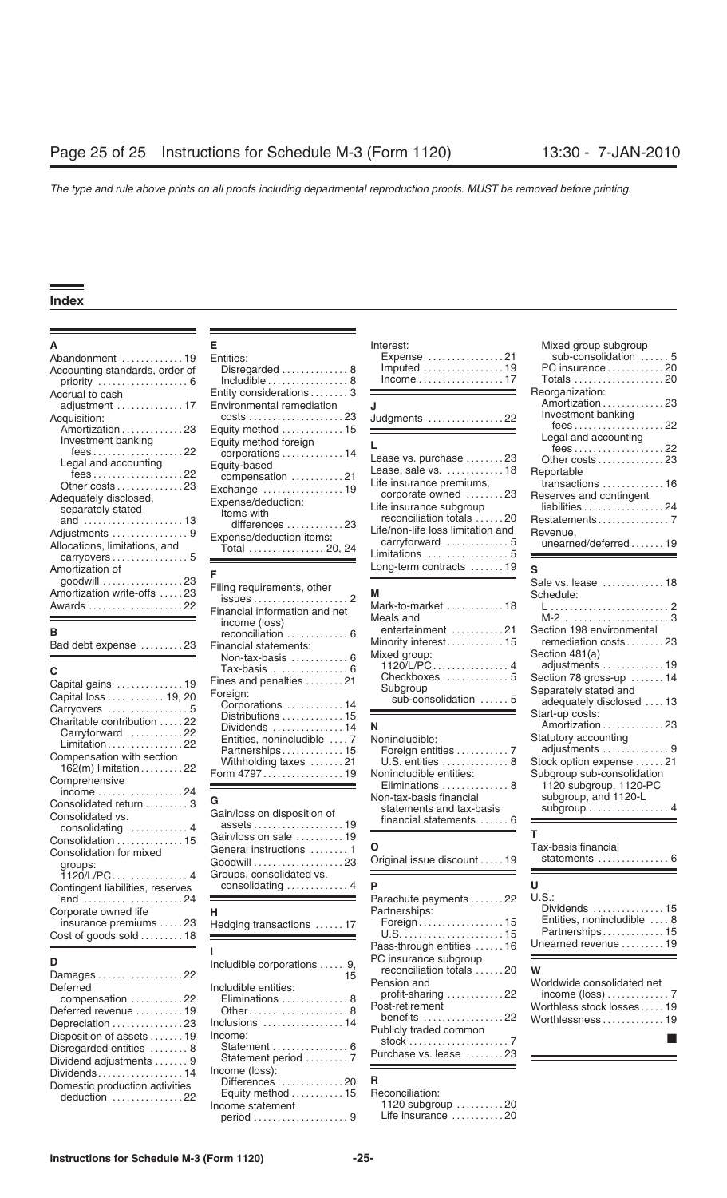## Index

**A**

- Abandonment .......... 19
- Accounting standards, order of priority .......... 6
- Accrual to cash adjustment .......... 17
- Acquisition:
  - Amortization .......... 23
  - Investment banking fees .......... 22
  - Legal and accounting fees .......... 22
  - Other costs .......... 23
- Adequately disclosed, separately stated and .......... 13
- Adjustments .......... 9
- Allocations, limitations, and carryovers .......... 5
- Amortization of goodwill .......... 23
- Amortization write-offs .......... 23
- Awards .......... 22

**B**

- Bad debt expense .......... 23

**C**

- Capital gains .......... 19
- Capital loss .......... 19, 20
- Carryovers .......... 5
- Charitable contribution .......... 22
  - Carryforward .......... 22
  - Limitation .......... 22
- Compensation with section 162(m) limitation .......... 22
- Comprehensive income .......... 24
- Consolidated return .......... 3
- Consolidated vs. consolidating .......... 4
- Consolidation .......... 15
- Consolidation for mixed groups:
  - 1120/L/PC .......... 4
- Contingent liabilities, reserves and .......... 24
- Corporate owned life insurance premiums .......... 23
- Cost of goods sold .......... 18

**D**

- Damages .......... 22
- Deferred compensation .......... 22
- Deferred revenue .......... 19
- Depreciation .......... 23
- Disposition of assets .......... 19
- Disregarded entities .......... 8
- Dividend adjustments .......... 9
- Dividends .......... 14
- Domestic production activities deduction .......... 22

**E**

- Entities:
  - Disregarded .......... 8
  - Includible .......... 8
- Entity considerations .......... 3
- Environmental remediation costs .......... 23
- Equity method .......... 15
- Equity method foreign corporations .......... 14
- Equity-based compensation .......... 21
- Exchange .......... 19
- Expense/deduction:
  - Items with differences .......... 23
- Expense/deduction items:
  - Total .......... 20, 24

**F**

- Filing requirements, other issues .......... 2
- Financial information and net income (loss) reconciliation .......... 6
- Financial statements:
  - Non-tax-basis .......... 6
  - Tax-basis .......... 6
- Fines and penalties .......... 21
- Foreign:
  - Corporations .......... 14
  - Distributions .......... 15
  - Dividends .......... 14
  - Entities, nonincludible .......... 7
  - Partnerships .......... 15
  - Withholding taxes .......... 21
- Form 4797 .......... 19

**G**

- Gain/loss on disposition of assets .......... 19
- Gain/loss on sale .......... 19
- General instructions .......... 1
- Goodwill .......... 23
- Groups, consolidated vs. consolidating .......... 4

**H**

- Hedging transactions .......... 17

**I**

- Includible corporations .......... 9, 15
- Includible entities:
  - Eliminations .......... 8
  - Other .......... 8
- Inclusions .......... 14
- Income:
  - Statement .......... 6
  - Statement period .......... 7
- Income (loss):
  - Differences .......... 20
  - Equity method .......... 15
- Income statement period .......... 9
- Interest:
  - Expense .......... 21
  - Imputed .......... 19
  - Income .......... 17

**J**

- Judgments .......... 22

**L**

- Lease vs. purchase .......... 23
- Lease, sale vs. .......... 18
- Life insurance premiums, corporate owned .......... 23
- Life insurance subgroup reconciliation totals .......... 20
- Life/non-life loss limitation and carryforward .......... 5
- Limitations .......... 5
- Long-term contracts .......... 19

**M**

- Mark-to-market .......... 18
- Meals and entertainment .......... 21
- Minority interest .......... 15
- Mixed group:
  - 1120/L/PC .......... 4
  - Checkboxes .......... 5
  - Subgroup sub-consolidation .......... 5

**N**

- Nonincludible:
  - Foreign entities .......... 7
  - U.S. entities .......... 8
- Nonincludible entities:
  - Eliminations .......... 8
- Non-tax-basis financial statements and tax-basis financial statements .......... 6

**O**

- Original issue discount .......... 19

**P**

- Parachute payments .......... 22
- Partnerships:
  - Foreign .......... 15
  - U.S. .......... 15
- Pass-through entities .......... 16
- PC insurance subgroup reconciliation totals .......... 20
- Pension and profit-sharing .......... 22
- Post-retirement benefits .......... 22
- Publicly traded common stock .......... 7
- Purchase vs. lease .......... 23

**R**

- Reconciliation:
  - 1120 subgroup .......... 20
  - Life insurance .......... 20
  - Mixed group subgroup sub-consolidation .......... 5
  - PC insurance .......... 20
  - Totals .......... 20
- Reorganization:
  - Amortization .......... 23
  - Investment banking fees .......... 22
  - Legal and accounting fees .......... 22
  - Other costs .......... 23
- Reportable transactions .......... 16
- Reserves and contingent liabilities .......... 24
- Restatements .......... 7
- Revenue, unearned/deferred .......... 19

**S**

- Sale vs. lease .......... 18
- Schedule:
  - L .......... 2
  - M-2 .......... 3
- Section 198 environmental remediation costs .......... 23
- Section 481(a) adjustments .......... 19
- Section 78 gross-up .......... 14
- Separately stated and adequately disclosed .......... 13
- Start-up costs:
  - Amortization .......... 23
- Statutory accounting adjustments .......... 9
- Stock option expense .......... 21
- Subgroup sub-consolidation 1120 subgroup, 1120-PC subgroup, and 1120-L subgroup .......... 4

**T**

- Tax-basis financial statements .......... 6

**U**

- U.S.:
  - Dividends .......... 15
  - Entities, nonincludible .......... 8
  - Partnerships .......... 15
- Unearned revenue .......... 19

**W**

- Worldwide consolidated net income (loss) .......... 7
- Worthless stock losses .......... 19
- Worthlessness .......... 19

■